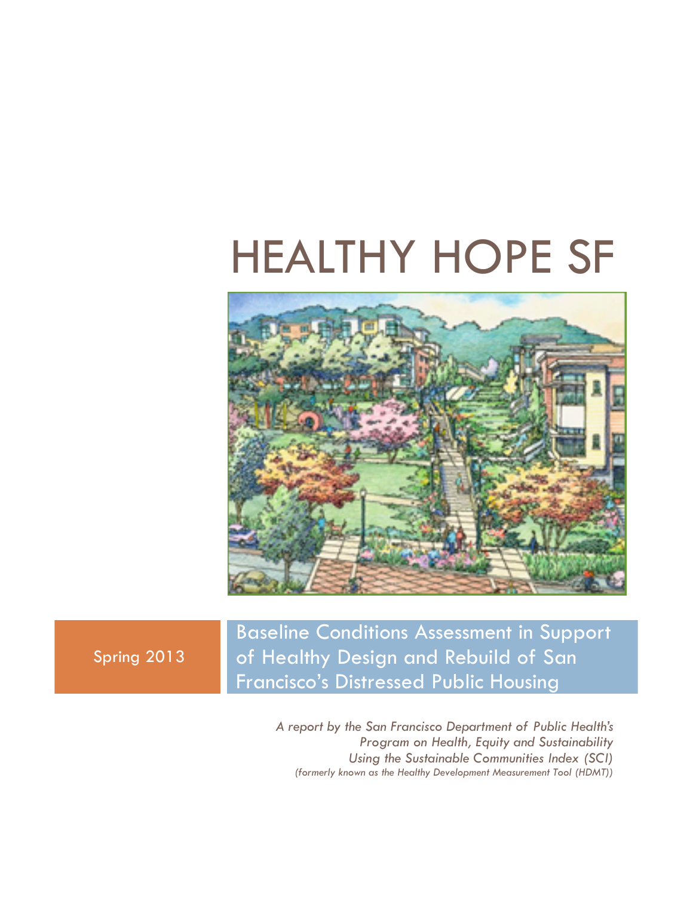# HEALTHY HOPE SF

Spring 2013

## Baseline Conditions Assessment in Support of Healthy Design and Rebuild of San Francisco's Distressed Public Housing

*A report by the San Francisco Department of Public Health's Program on Health, Equity and Sustainability Using the Sustainable Communities Index (SCI) (formerly known as the Healthy Development Measurement Tool (HDMT))*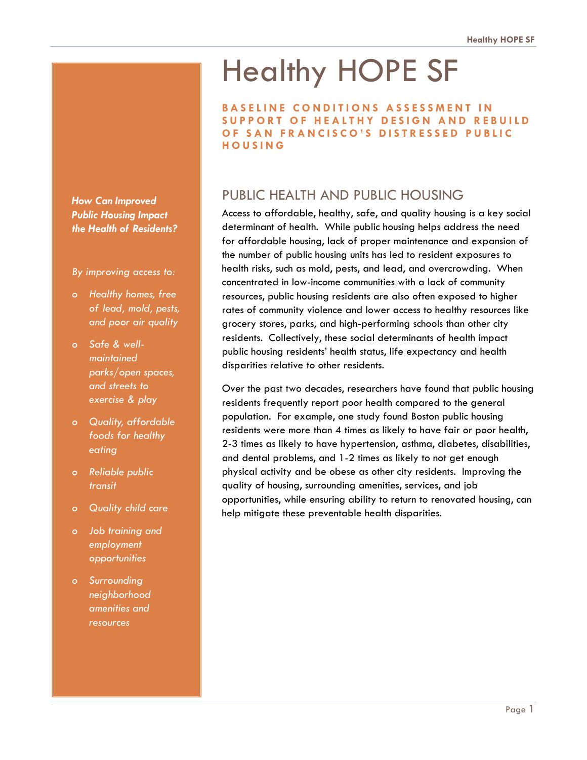# Healthy HOPE SF

**BASELINE CONDITIONS ASSESSMENT IN SUPPORT OF HEALTHY DESIGN AND REBUILD OF SAN FRANCISCO'S DISTRESSED PUBLIC HOUSING**

***How Can Improved Public Housing Impact the Health of Residents?***

*By improving access to:*

- *Healthy homes, free of lead, mold, pests, and poor air quality*
- *Safe & well-maintained parks/open spaces, and streets to exercise & play*
- *Quality, affordable foods for healthy eating*
- *Reliable public transit*
- *Quality child care*
- *Job training and employment opportunities*
- *Surrounding neighborhood amenities and resources*

## PUBLIC HEALTH AND PUBLIC HOUSING

Access to affordable, healthy, safe, and quality housing is a key social determinant of health. While public housing helps address the need for affordable housing, lack of proper maintenance and expansion of the number of public housing units has led to resident exposures to health risks, such as mold, pests, and lead, and overcrowding. When concentrated in low-income communities with a lack of community resources, public housing residents are also often exposed to higher rates of community violence and lower access to healthy resources like grocery stores, parks, and high-performing schools than other city residents. Collectively, these social determinants of health impact public housing residents' health status, life expectancy and health disparities relative to other residents.

Over the past two decades, researchers have found that public housing residents frequently report poor health compared to the general population. For example, one study found Boston public housing residents were more than 4 times as likely to have fair or poor health, 2-3 times as likely to have hypertension, asthma, diabetes, disabilities, and dental problems, and 1-2 times as likely to not get enough physical activity and be obese as other city residents. Improving the quality of housing, surrounding amenities, services, and job opportunities, while ensuring ability to return to renovated housing, can help mitigate these preventable health disparities.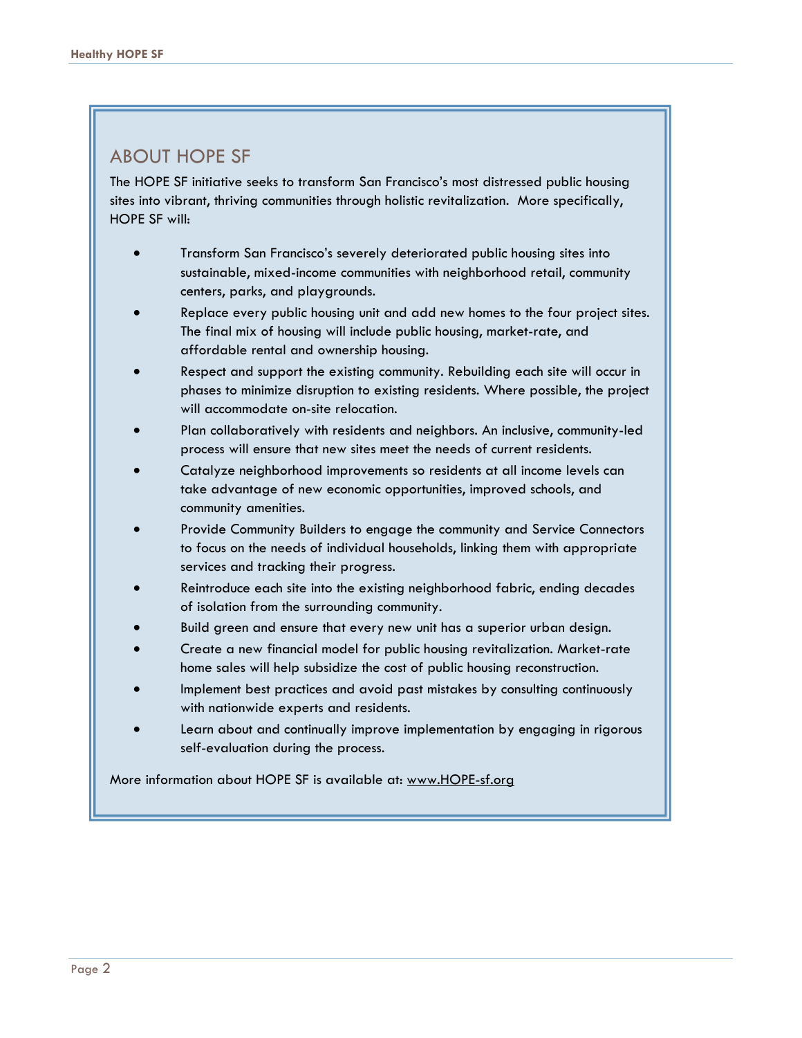## ABOUT HOPE SF

The HOPE SF initiative seeks to transform San Francisco's most distressed public housing sites into vibrant, thriving communities through holistic revitalization. More specifically, HOPE SF will:

- Transform San Francisco's severely deteriorated public housing sites into sustainable, mixed-income communities with neighborhood retail, community centers, parks, and playgrounds.
- Replace every public housing unit and add new homes to the four project sites. The final mix of housing will include public housing, market-rate, and affordable rental and ownership housing.
- Respect and support the existing community. Rebuilding each site will occur in phases to minimize disruption to existing residents. Where possible, the project will accommodate on-site relocation.
- Plan collaboratively with residents and neighbors. An inclusive, community-led process will ensure that new sites meet the needs of current residents.
- Catalyze neighborhood improvements so residents at all income levels can take advantage of new economic opportunities, improved schools, and community amenities.
- Provide Community Builders to engage the community and Service Connectors to focus on the needs of individual households, linking them with appropriate services and tracking their progress.
- Reintroduce each site into the existing neighborhood fabric, ending decades of isolation from the surrounding community.
- Build green and ensure that every new unit has a superior urban design.
- Create a new financial model for public housing revitalization. Market-rate home sales will help subsidize the cost of public housing reconstruction.
- Implement best practices and avoid past mistakes by consulting continuously with nationwide experts and residents.
- Learn about and continually improve implementation by engaging in rigorous self-evaluation during the process.

More information about HOPE SF is available at: www.HOPE-sf.org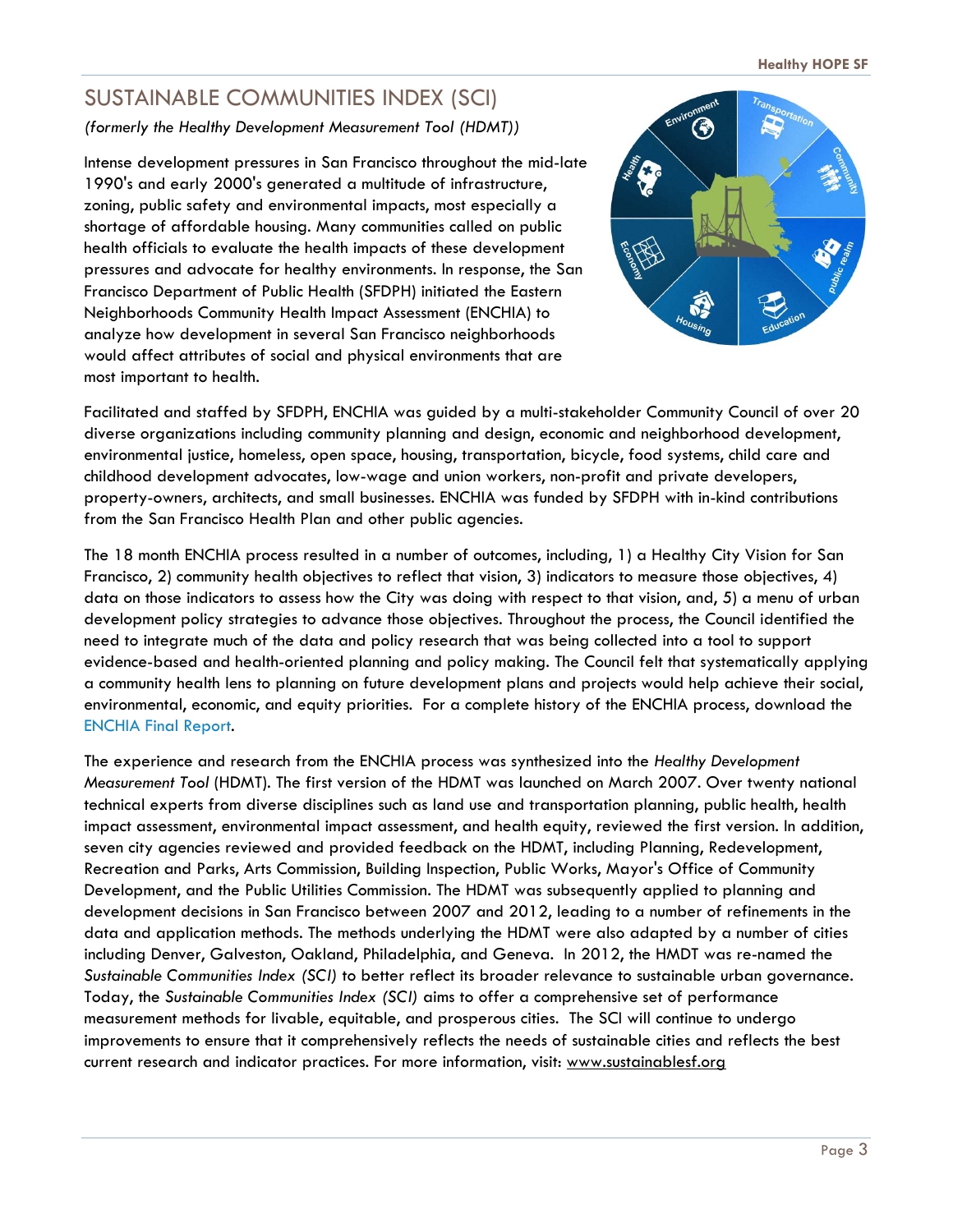## SUSTAINABLE COMMUNITIES INDEX (SCI)

*(formerly the Healthy Development Measurement Tool (HDMT))*

Intense development pressures in San Francisco throughout the mid-late 1990's and early 2000's generated a multitude of infrastructure, zoning, public safety and environmental impacts, most especially a shortage of affordable housing. Many communities called on public health officials to evaluate the health impacts of these development pressures and advocate for healthy environments. In response, the San Francisco Department of Public Health (SFDPH) initiated the Eastern Neighborhoods Community Health Impact Assessment (ENCHIA) to analyze how development in several San Francisco neighborhoods would affect attributes of social and physical environments that are most important to health.

Facilitated and staffed by SFDPH, ENCHIA was guided by a multi-stakeholder Community Council of over 20 diverse organizations including community planning and design, economic and neighborhood development, environmental justice, homeless, open space, housing, transportation, bicycle, food systems, child care and childhood development advocates, low-wage and union workers, non-profit and private developers, property-owners, architects, and small businesses. ENCHIA was funded by SFDPH with in-kind contributions from the San Francisco Health Plan and other public agencies.

The 18 month ENCHIA process resulted in a number of outcomes, including, 1) a Healthy City Vision for San Francisco, 2) community health objectives to reflect that vision, 3) indicators to measure those objectives, 4) data on those indicators to assess how the City was doing with respect to that vision, and, 5) a menu of urban development policy strategies to advance those objectives. Throughout the process, the Council identified the need to integrate much of the data and policy research that was being collected into a tool to support evidence-based and health-oriented planning and policy making. The Council felt that systematically applying a community health lens to planning on future development plans and projects would help achieve their social, environmental, economic, and equity priorities. For a complete history of the ENCHIA process, download the ENCHIA Final Report.

The experience and research from the ENCHIA process was synthesized into the *Healthy Development Measurement Tool* (HDMT). The first version of the HDMT was launched on March 2007. Over twenty national technical experts from diverse disciplines such as land use and transportation planning, public health, health impact assessment, environmental impact assessment, and health equity, reviewed the first version. In addition, seven city agencies reviewed and provided feedback on the HDMT, including Planning, Redevelopment, Recreation and Parks, Arts Commission, Building Inspection, Public Works, Mayor's Office of Community Development, and the Public Utilities Commission. The HDMT was subsequently applied to planning and development decisions in San Francisco between 2007 and 2012, leading to a number of refinements in the data and application methods. The methods underlying the HDMT were also adapted by a number of cities including Denver, Galveston, Oakland, Philadelphia, and Geneva. In 2012, the HMDT was re-named the *Sustainable Communities Index (SCI)* to better reflect its broader relevance to sustainable urban governance. Today, the *Sustainable Communities Index (SCI)* aims to offer a comprehensive set of performance measurement methods for livable, equitable, and prosperous cities. The SCI will continue to undergo improvements to ensure that it comprehensively reflects the needs of sustainable cities and reflects the best current research and indicator practices. For more information, visit: www.sustainablesf.org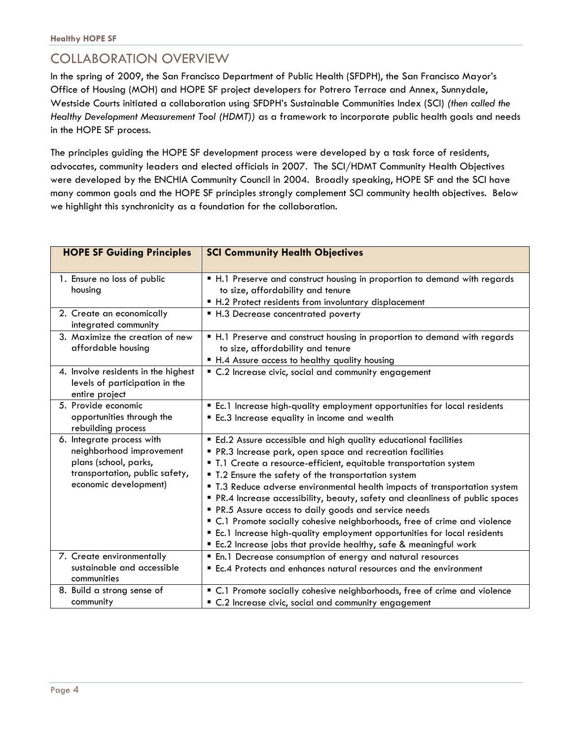## COLLABORATION OVERVIEW

In the spring of 2009, the San Francisco Department of Public Health (SFDPH), the San Francisco Mayor's Office of Housing (MOH) and HOPE SF project developers for Potrero Terrace and Annex, Sunnydale, Westside Courts initiated a collaboration using SFDPH's Sustainable Communities Index (SCI) *(then called the Healthy Development Measurement Tool (HDMT))* as a framework to incorporate public health goals and needs in the HOPE SF process.

The principles guiding the HOPE SF development process were developed by a task force of residents, advocates, community leaders and elected officials in 2007. The SCI/HDMT Community Health Objectives were developed by the ENCHIA Community Council in 2004. Broadly speaking, HOPE SF and the SCI have many common goals and the HOPE SF principles strongly complement SCI community health objectives. Below we highlight this synchronicity as a foundation for the collaboration.

| HOPE SF Guiding Principles | SCI Community Health Objectives |
|---|---|
| 1. Ensure no loss of public housing | ▪ H.1 Preserve and construct housing in proportion to demand with regards to size, affordability and tenure<br>▪ H.2 Protect residents from involuntary displacement |
| 2. Create an economically integrated community | ▪ H.3 Decrease concentrated poverty |
| 3. Maximize the creation of new affordable housing | ▪ H.1 Preserve and construct housing in proportion to demand with regards to size, affordability and tenure<br>▪ H.4 Assure access to healthy quality housing |
| 4. Involve residents in the highest levels of participation in the entire project | ▪ C.2 Increase civic, social and community engagement |
| 5. Provide economic opportunities through the rebuilding process | ▪ Ec.1 Increase high-quality employment opportunities for local residents<br>▪ Ec.3 Increase equality in income and wealth |
| 6. Integrate process with neighborhood improvement plans (school, parks, transportation, public safety, economic development) | ▪ Ed.2 Assure accessible and high quality educational facilities<br>▪ PR.3 Increase park, open space and recreation facilities<br>▪ T.1 Create a resource-efficient, equitable transportation system<br>▪ T.2 Ensure the safety of the transportation system<br>▪ T.3 Reduce adverse environmental health impacts of transportation system<br>▪ PR.4 Increase accessibility, beauty, safety and cleanliness of public spaces<br>▪ PR.5 Assure access to daily goods and service needs<br>▪ C.1 Promote socially cohesive neighborhoods, free of crime and violence<br>▪ Ec.1 Increase high-quality employment opportunities for local residents<br>▪ Ec.2 Increase jobs that provide healthy, safe & meaningful work |
| 7. Create environmentally sustainable and accessible communities | ▪ En.1 Decrease consumption of energy and natural resources<br>▪ Ec.4 Protects and enhances natural resources and the environment |
| 8. Build a strong sense of community | ▪ C.1 Promote socially cohesive neighborhoods, free of crime and violence<br>▪ C.2 Increase civic, social and community engagement |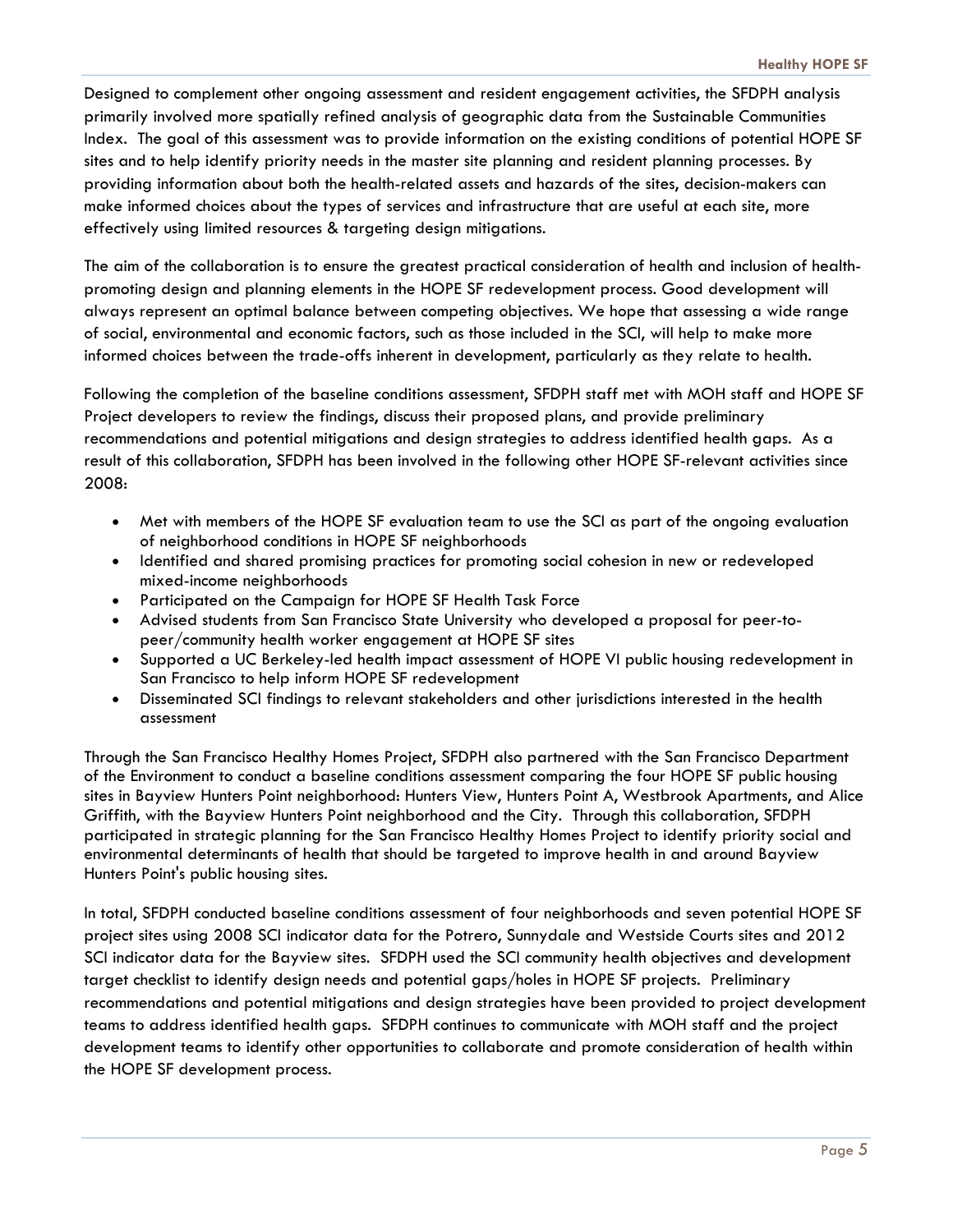Designed to complement other ongoing assessment and resident engagement activities, the SFDPH analysis primarily involved more spatially refined analysis of geographic data from the Sustainable Communities Index. The goal of this assessment was to provide information on the existing conditions of potential HOPE SF sites and to help identify priority needs in the master site planning and resident planning processes. By providing information about both the health-related assets and hazards of the sites, decision-makers can make informed choices about the types of services and infrastructure that are useful at each site, more effectively using limited resources & targeting design mitigations.

The aim of the collaboration is to ensure the greatest practical consideration of health and inclusion of health-promoting design and planning elements in the HOPE SF redevelopment process. Good development will always represent an optimal balance between competing objectives. We hope that assessing a wide range of social, environmental and economic factors, such as those included in the SCI, will help to make more informed choices between the trade-offs inherent in development, particularly as they relate to health.

Following the completion of the baseline conditions assessment, SFDPH staff met with MOH staff and HOPE SF Project developers to review the findings, discuss their proposed plans, and provide preliminary recommendations and potential mitigations and design strategies to address identified health gaps. As a result of this collaboration, SFDPH has been involved in the following other HOPE SF-relevant activities since 2008:

- Met with members of the HOPE SF evaluation team to use the SCI as part of the ongoing evaluation of neighborhood conditions in HOPE SF neighborhoods
- Identified and shared promising practices for promoting social cohesion in new or redeveloped mixed-income neighborhoods
- Participated on the Campaign for HOPE SF Health Task Force
- Advised students from San Francisco State University who developed a proposal for peer-to-peer/community health worker engagement at HOPE SF sites
- Supported a UC Berkeley-led health impact assessment of HOPE VI public housing redevelopment in San Francisco to help inform HOPE SF redevelopment
- Disseminated SCI findings to relevant stakeholders and other jurisdictions interested in the health assessment

Through the San Francisco Healthy Homes Project, SFDPH also partnered with the San Francisco Department of the Environment to conduct a baseline conditions assessment comparing the four HOPE SF public housing sites in Bayview Hunters Point neighborhood: Hunters View, Hunters Point A, Westbrook Apartments, and Alice Griffith, with the Bayview Hunters Point neighborhood and the City. Through this collaboration, SFDPH participated in strategic planning for the San Francisco Healthy Homes Project to identify priority social and environmental determinants of health that should be targeted to improve health in and around Bayview Hunters Point's public housing sites.

In total, SFDPH conducted baseline conditions assessment of four neighborhoods and seven potential HOPE SF project sites using 2008 SCI indicator data for the Potrero, Sunnydale and Westside Courts sites and 2012 SCI indicator data for the Bayview sites. SFDPH used the SCI community health objectives and development target checklist to identify design needs and potential gaps/holes in HOPE SF projects. Preliminary recommendations and potential mitigations and design strategies have been provided to project development teams to address identified health gaps. SFDPH continues to communicate with MOH staff and the project development teams to identify other opportunities to collaborate and promote consideration of health within the HOPE SF development process.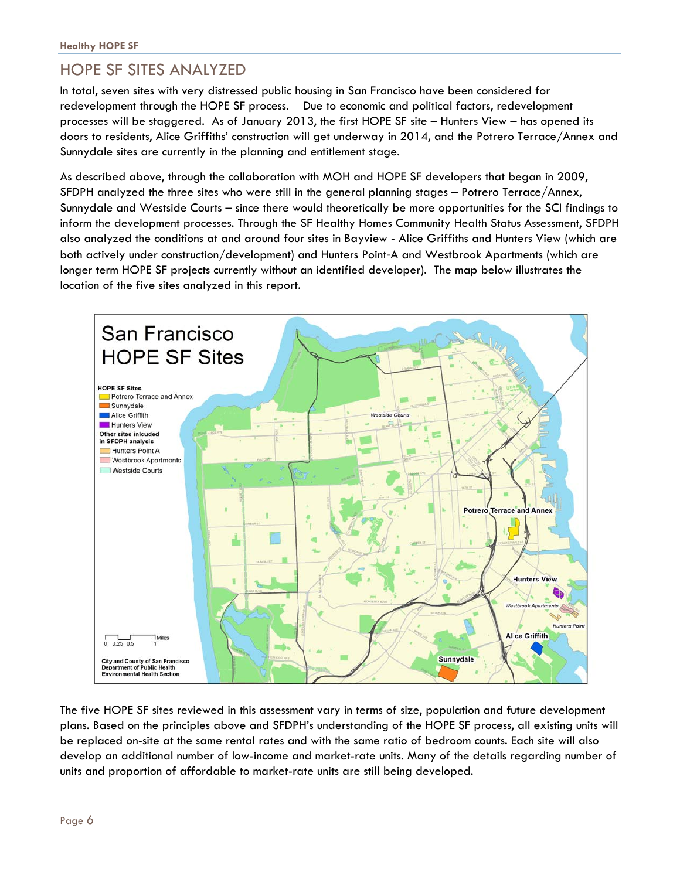## HOPE SF SITES ANALYZED

In total, seven sites with very distressed public housing in San Francisco have been considered for redevelopment through the HOPE SF process. Due to economic and political factors, redevelopment processes will be staggered. As of January 2013, the first HOPE SF site – Hunters View – has opened its doors to residents, Alice Griffiths' construction will get underway in 2014, and the Potrero Terrace/Annex and Sunnydale sites are currently in the planning and entitlement stage.

As described above, through the collaboration with MOH and HOPE SF developers that began in 2009, SFDPH analyzed the three sites who were still in the general planning stages – Potrero Terrace/Annex, Sunnydale and Westside Courts – since there would theoretically be more opportunities for the SCI findings to inform the development processes. Through the SF Healthy Homes Community Health Status Assessment, SFDPH also analyzed the conditions at and around four sites in Bayview - Alice Griffiths and Hunters View (which are both actively under construction/development) and Hunters Point-A and Westbrook Apartments (which are longer term HOPE SF projects currently without an identified developer). The map below illustrates the location of the five sites analyzed in this report.

The five HOPE SF sites reviewed in this assessment vary in terms of size, population and future development plans. Based on the principles above and SFDPH's understanding of the HOPE SF process, all existing units will be replaced on-site at the same rental rates and with the same ratio of bedroom counts. Each site will also develop an additional number of low-income and market-rate units. Many of the details regarding number of units and proportion of affordable to market-rate units are still being developed.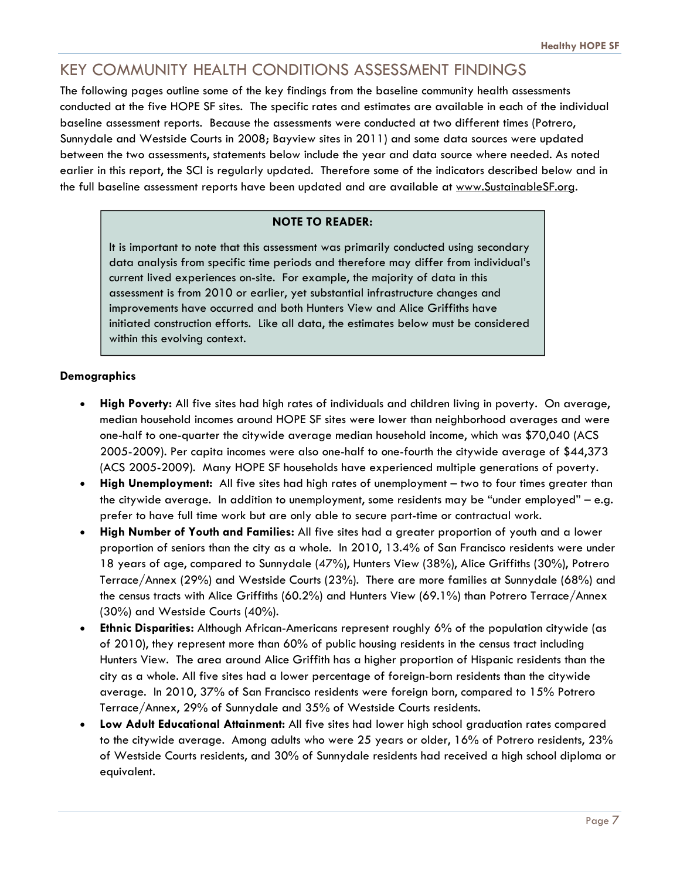## KEY COMMUNITY HEALTH CONDITIONS ASSESSMENT FINDINGS

The following pages outline some of the key findings from the baseline community health assessments conducted at the five HOPE SF sites. The specific rates and estimates are available in each of the individual baseline assessment reports. Because the assessments were conducted at two different times (Potrero, Sunnydale and Westside Courts in 2008; Bayview sites in 2011) and some data sources were updated between the two assessments, statements below include the year and data source where needed. As noted earlier in this report, the SCI is regularly updated. Therefore some of the indicators described below and in the full baseline assessment reports have been updated and are available at www.SustainableSF.org.

> **NOTE TO READER:**
>
> It is important to note that this assessment was primarily conducted using secondary data analysis from specific time periods and therefore may differ from individual's current lived experiences on-site. For example, the majority of data in this assessment is from 2010 or earlier, yet substantial infrastructure changes and improvements have occurred and both Hunters View and Alice Griffiths have initiated construction efforts. Like all data, the estimates below must be considered within this evolving context.

**Demographics**

- **High Poverty:** All five sites had high rates of individuals and children living in poverty. On average, median household incomes around HOPE SF sites were lower than neighborhood averages and were one-half to one-quarter the citywide average median household income, which was $70,040 (ACS 2005-2009). Per capita incomes were also one-half to one-fourth the citywide average of $44,373 (ACS 2005-2009). Many HOPE SF households have experienced multiple generations of poverty.
- **High Unemployment:** All five sites had high rates of unemployment – two to four times greater than the citywide average. In addition to unemployment, some residents may be "under employed" – e.g. prefer to have full time work but are only able to secure part-time or contractual work.
- **High Number of Youth and Families:** All five sites had a greater proportion of youth and a lower proportion of seniors than the city as a whole. In 2010, 13.4% of San Francisco residents were under 18 years of age, compared to Sunnydale (47%), Hunters View (38%), Alice Griffiths (30%), Potrero Terrace/Annex (29%) and Westside Courts (23%). There are more families at Sunnydale (68%) and the census tracts with Alice Griffiths (60.2%) and Hunters View (69.1%) than Potrero Terrace/Annex (30%) and Westside Courts (40%).
- **Ethnic Disparities:** Although African-Americans represent roughly 6% of the population citywide (as of 2010), they represent more than 60% of public housing residents in the census tract including Hunters View. The area around Alice Griffith has a higher proportion of Hispanic residents than the city as a whole. All five sites had a lower percentage of foreign-born residents than the citywide average. In 2010, 37% of San Francisco residents were foreign born, compared to 15% Potrero Terrace/Annex, 29% of Sunnydale and 35% of Westside Courts residents.
- **Low Adult Educational Attainment:** All five sites had lower high school graduation rates compared to the citywide average. Among adults who were 25 years or older, 16% of Potrero residents, 23% of Westside Courts residents, and 30% of Sunnydale residents had received a high school diploma or equivalent.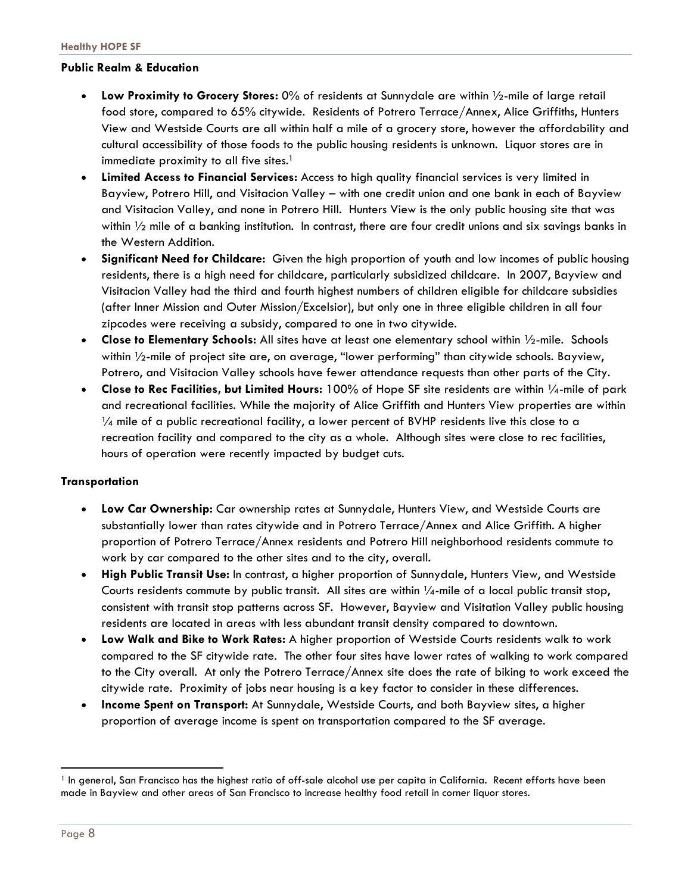### Public Realm & Education

- **Low Proximity to Grocery Stores:** 0% of residents at Sunnydale are within ½-mile of large retail food store, compared to 65% citywide. Residents of Potrero Terrace/Annex, Alice Griffiths, Hunters View and Westside Courts are all within half a mile of a grocery store, however the affordability and cultural accessibility of those foods to the public housing residents is unknown. Liquor stores are in immediate proximity to all five sites.[1]
- **Limited Access to Financial Services:** Access to high quality financial services is very limited in Bayview, Potrero Hill, and Visitacion Valley – with one credit union and one bank in each of Bayview and Visitacion Valley, and none in Potrero Hill. Hunters View is the only public housing site that was within ½ mile of a banking institution. In contrast, there are four credit unions and six savings banks in the Western Addition.
- **Significant Need for Childcare:** Given the high proportion of youth and low incomes of public housing residents, there is a high need for childcare, particularly subsidized childcare. In 2007, Bayview and Visitacion Valley had the third and fourth highest numbers of children eligible for childcare subsidies (after Inner Mission and Outer Mission/Excelsior), but only one in three eligible children in all four zipcodes were receiving a subsidy, compared to one in two citywide.
- **Close to Elementary Schools:** All sites have at least one elementary school within ½-mile. Schools within ½-mile of project site are, on average, "lower performing" than citywide schools. Bayview, Potrero, and Visitacion Valley schools have fewer attendance requests than other parts of the City.
- **Close to Rec Facilities, but Limited Hours:** 100% of Hope SF site residents are within ¼-mile of park and recreational facilities. While the majority of Alice Griffith and Hunters View properties are within ¼ mile of a public recreational facility, a lower percent of BVHP residents live this close to a recreation facility and compared to the city as a whole. Although sites were close to rec facilities, hours of operation were recently impacted by budget cuts.

### Transportation

- **Low Car Ownership:** Car ownership rates at Sunnydale, Hunters View, and Westside Courts are substantially lower than rates citywide and in Potrero Terrace/Annex and Alice Griffith. A higher proportion of Potrero Terrace/Annex residents and Potrero Hill neighborhood residents commute to work by car compared to the other sites and to the city, overall.
- **High Public Transit Use:** In contrast, a higher proportion of Sunnydale, Hunters View, and Westside Courts residents commute by public transit. All sites are within ¼-mile of a local public transit stop, consistent with transit stop patterns across SF. However, Bayview and Visitation Valley public housing residents are located in areas with less abundant transit density compared to downtown.
- **Low Walk and Bike to Work Rates:** A higher proportion of Westside Courts residents walk to work compared to the SF citywide rate. The other four sites have lower rates of walking to work compared to the City overall. At only the Potrero Terrace/Annex site does the rate of biking to work exceed the citywide rate. Proximity of jobs near housing is a key factor to consider in these differences.
- **Income Spent on Transport:** At Sunnydale, Westside Courts, and both Bayview sites, a higher proportion of average income is spent on transportation compared to the SF average.

---

[1] In general, San Francisco has the highest ratio of off-sale alcohol use per capita in California. Recent efforts have been made in Bayview and other areas of San Francisco to increase healthy food retail in corner liquor stores.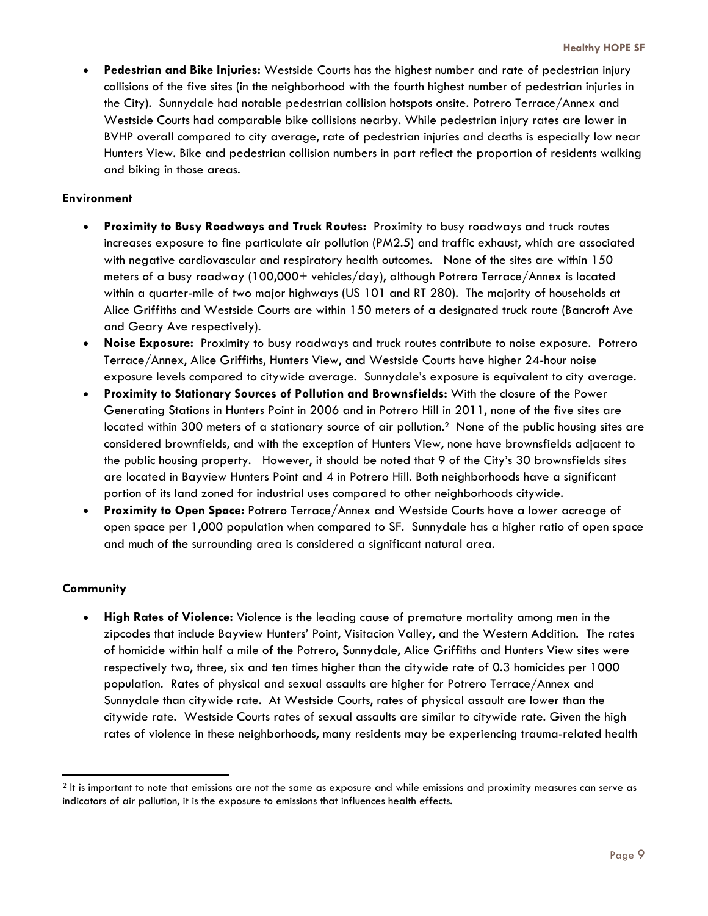- **Pedestrian and Bike Injuries:** Westside Courts has the highest number and rate of pedestrian injury collisions of the five sites (in the neighborhood with the fourth highest number of pedestrian injuries in the City). Sunnydale had notable pedestrian collision hotspots onsite. Potrero Terrace/Annex and Westside Courts had comparable bike collisions nearby. While pedestrian injury rates are lower in BVHP overall compared to city average, rate of pedestrian injuries and deaths is especially low near Hunters View. Bike and pedestrian collision numbers in part reflect the proportion of residents walking and biking in those areas.

**Environment**

- **Proximity to Busy Roadways and Truck Routes:** Proximity to busy roadways and truck routes increases exposure to fine particulate air pollution (PM2.5) and traffic exhaust, which are associated with negative cardiovascular and respiratory health outcomes. None of the sites are within 150 meters of a busy roadway (100,000+ vehicles/day), although Potrero Terrace/Annex is located within a quarter-mile of two major highways (US 101 and RT 280). The majority of households at Alice Griffiths and Westside Courts are within 150 meters of a designated truck route (Bancroft Ave and Geary Ave respectively).
- **Noise Exposure:** Proximity to busy roadways and truck routes contribute to noise exposure. Potrero Terrace/Annex, Alice Griffiths, Hunters View, and Westside Courts have higher 24-hour noise exposure levels compared to citywide average. Sunnydale's exposure is equivalent to city average.
- **Proximity to Stationary Sources of Pollution and Brownsfields:** With the closure of the Power Generating Stations in Hunters Point in 2006 and in Potrero Hill in 2011, none of the five sites are located within 300 meters of a stationary source of air pollution.[2] None of the public housing sites are considered brownfields, and with the exception of Hunters View, none have brownsfields adjacent to the public housing property. However, it should be noted that 9 of the City's 30 brownsfields sites are located in Bayview Hunters Point and 4 in Potrero Hill. Both neighborhoods have a significant portion of its land zoned for industrial uses compared to other neighborhoods citywide.
- **Proximity to Open Space:** Potrero Terrace/Annex and Westside Courts have a lower acreage of open space per 1,000 population when compared to SF. Sunnydale has a higher ratio of open space and much of the surrounding area is considered a significant natural area.

**Community**

- **High Rates of Violence:** Violence is the leading cause of premature mortality among men in the zipcodes that include Bayview Hunters' Point, Visitacion Valley, and the Western Addition. The rates of homicide within half a mile of the Potrero, Sunnydale, Alice Griffiths and Hunters View sites were respectively two, three, six and ten times higher than the citywide rate of 0.3 homicides per 1000 population. Rates of physical and sexual assaults are higher for Potrero Terrace/Annex and Sunnydale than citywide rate. At Westside Courts, rates of physical assault are lower than the citywide rate. Westside Courts rates of sexual assaults are similar to citywide rate. Given the high rates of violence in these neighborhoods, many residents may be experiencing trauma-related health

[2] It is important to note that emissions are not the same as exposure and while emissions and proximity measures can serve as indicators of air pollution, it is the exposure to emissions that influences health effects.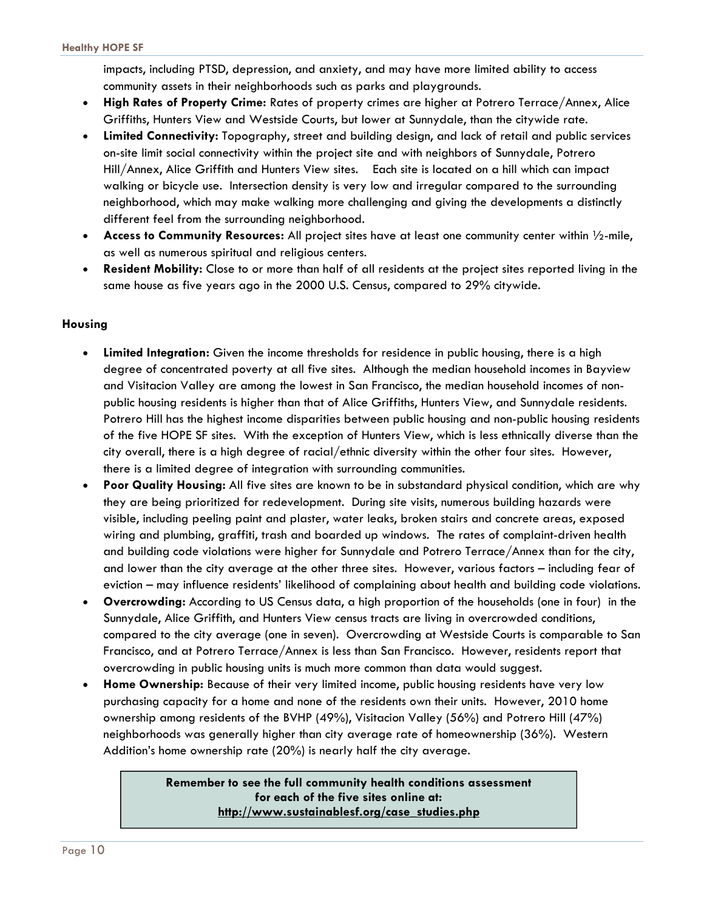impacts, including PTSD, depression, and anxiety, and may have more limited ability to access community assets in their neighborhoods such as parks and playgrounds.

- **High Rates of Property Crime:** Rates of property crimes are higher at Potrero Terrace/Annex, Alice Griffiths, Hunters View and Westside Courts, but lower at Sunnydale, than the citywide rate.
- **Limited Connectivity:** Topography, street and building design, and lack of retail and public services on-site limit social connectivity within the project site and with neighbors of Sunnydale, Potrero Hill/Annex, Alice Griffith and Hunters View sites. Each site is located on a hill which can impact walking or bicycle use. Intersection density is very low and irregular compared to the surrounding neighborhood, which may make walking more challenging and giving the developments a distinctly different feel from the surrounding neighborhood.
- **Access to Community Resources:** All project sites have at least one community center within ½-mile, as well as numerous spiritual and religious centers.
- **Resident Mobility:** Close to or more than half of all residents at the project sites reported living in the same house as five years ago in the 2000 U.S. Census, compared to 29% citywide.

### Housing

- **Limited Integration:** Given the income thresholds for residence in public housing, there is a high degree of concentrated poverty at all five sites. Although the median household incomes in Bayview and Visitacion Valley are among the lowest in San Francisco, the median household incomes of non-public housing residents is higher than that of Alice Griffiths, Hunters View, and Sunnydale residents. Potrero Hill has the highest income disparities between public housing and non-public housing residents of the five HOPE SF sites. With the exception of Hunters View, which is less ethnically diverse than the city overall, there is a high degree of racial/ethnic diversity within the other four sites. However, there is a limited degree of integration with surrounding communities.
- **Poor Quality Housing:** All five sites are known to be in substandard physical condition, which are why they are being prioritized for redevelopment. During site visits, numerous building hazards were visible, including peeling paint and plaster, water leaks, broken stairs and concrete areas, exposed wiring and plumbing, graffiti, trash and boarded up windows. The rates of complaint-driven health and building code violations were higher for Sunnydale and Potrero Terrace/Annex than for the city, and lower than the city average at the other three sites. However, various factors – including fear of eviction – may influence residents' likelihood of complaining about health and building code violations.
- **Overcrowding:** According to US Census data, a high proportion of the households (one in four) in the Sunnydale, Alice Griffith, and Hunters View census tracts are living in overcrowded conditions, compared to the city average (one in seven). Overcrowding at Westside Courts is comparable to San Francisco, and at Potrero Terrace/Annex is less than San Francisco. However, residents report that overcrowding in public housing units is much more common than data would suggest.
- **Home Ownership:** Because of their very limited income, public housing residents have very low purchasing capacity for a home and none of the residents own their units. However, 2010 home ownership among residents of the BVHP (49%), Visitacion Valley (56%) and Potrero Hill (47%) neighborhoods was generally higher than city average rate of homeownership (36%). Western Addition's home ownership rate (20%) is nearly half the city average.

**Remember to see the full community health conditions assessment for each of the five sites online at: http://www.sustainablesf.org/case_studies.php**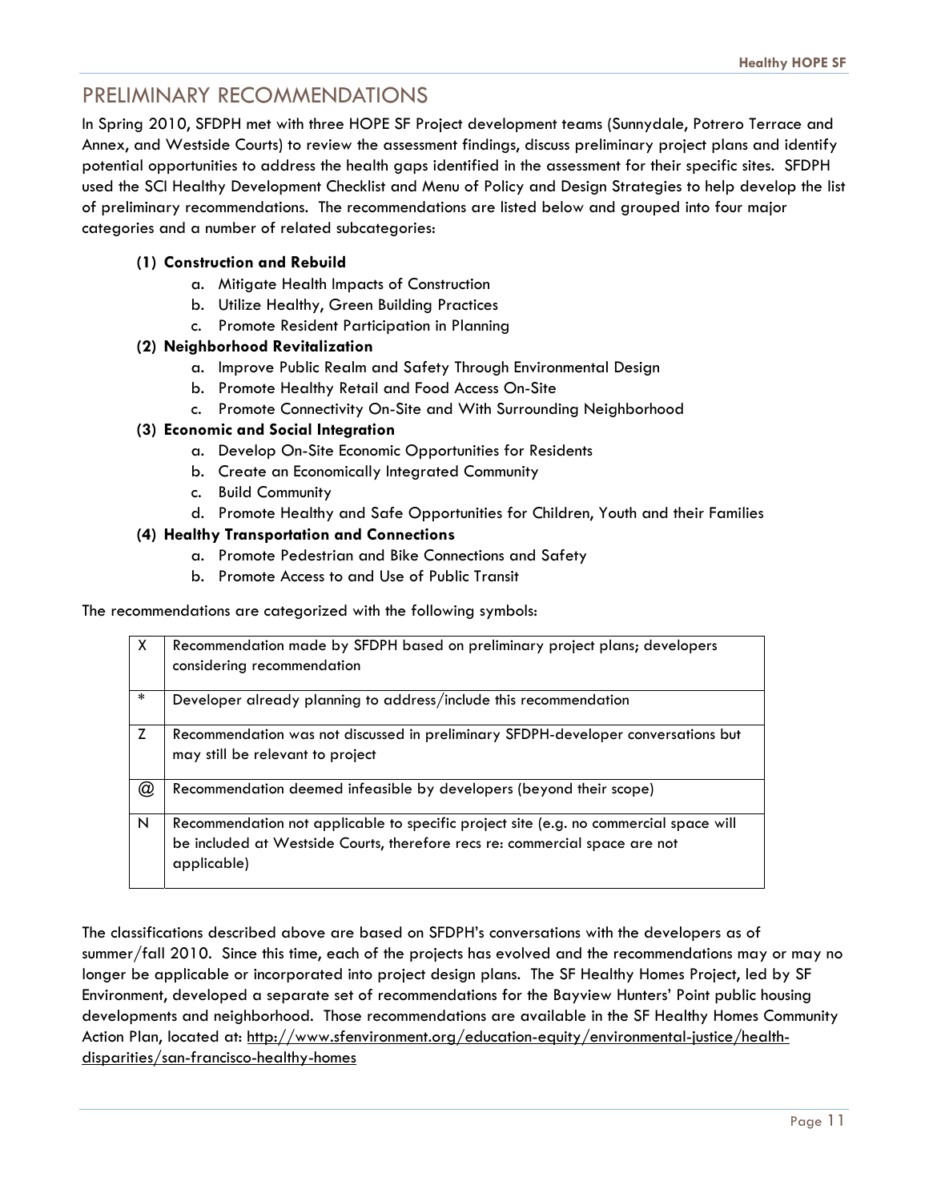## PRELIMINARY RECOMMENDATIONS

In Spring 2010, SFDPH met with three HOPE SF Project development teams (Sunnydale, Potrero Terrace and Annex, and Westside Courts) to review the assessment findings, discuss preliminary project plans and identify potential opportunities to address the health gaps identified in the assessment for their specific sites. SFDPH used the SCI Healthy Development Checklist and Menu of Policy and Design Strategies to help develop the list of preliminary recommendations. The recommendations are listed below and grouped into four major categories and a number of related subcategories:

**(1) Construction and Rebuild**

a. Mitigate Health Impacts of Construction
b. Utilize Healthy, Green Building Practices
c. Promote Resident Participation in Planning

**(2) Neighborhood Revitalization**

a. Improve Public Realm and Safety Through Environmental Design
b. Promote Healthy Retail and Food Access On-Site
c. Promote Connectivity On-Site and With Surrounding Neighborhood

**(3) Economic and Social Integration**

a. Develop On-Site Economic Opportunities for Residents
b. Create an Economically Integrated Community
c. Build Community
d. Promote Healthy and Safe Opportunities for Children, Youth and their Families

**(4) Healthy Transportation and Connections**

a. Promote Pedestrian and Bike Connections and Safety
b. Promote Access to and Use of Public Transit

The recommendations are categorized with the following symbols:

| Symbol | Description |
|---|---|
| X | Recommendation made by SFDPH based on preliminary project plans; developers considering recommendation |
| * | Developer already planning to address/include this recommendation |
| Z | Recommendation was not discussed in preliminary SFDPH-developer conversations but may still be relevant to project |
| @ | Recommendation deemed infeasible by developers (beyond their scope) |
| N | Recommendation not applicable to specific project site (e.g. no commercial space will be included at Westside Courts, therefore recs re: commercial space are not applicable) |

The classifications described above are based on SFDPH's conversations with the developers as of summer/fall 2010. Since this time, each of the projects has evolved and the recommendations may or may no longer be applicable or incorporated into project design plans. The SF Healthy Homes Project, led by SF Environment, developed a separate set of recommendations for the Bayview Hunters' Point public housing developments and neighborhood. Those recommendations are available in the SF Healthy Homes Community Action Plan, located at: http://www.sfenvironment.org/education-equity/environmental-justice/health-disparities/san-francisco-healthy-homes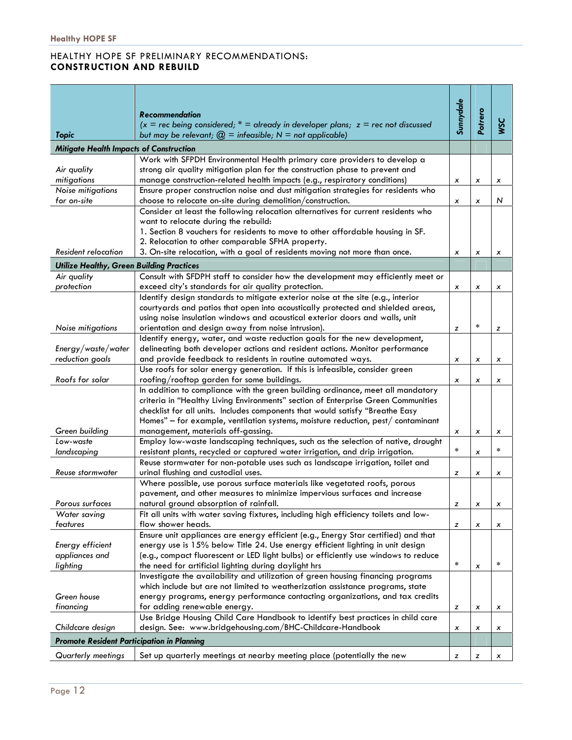## HEALTHY HOPE SF PRELIMINARY RECOMMENDATIONS: **CONSTRUCTION AND REBUILD**

| *Topic* | ***Recommendation*** *(x = rec being considered; * = already in developer plans; z = rec not discussed but may be relevant; @ = infeasible; N = not applicable)* | *Sunnydale* | *Potrero* | *WSC* |
|---|---|---|---|---|
| ***Mitigate Health Impacts of Construction*** | | | | |
| *Air quality mitigations* | Work with SFPDH Environmental Health primary care providers to develop a strong air quality mitigation plan for the construction phase to prevent and manage construction-related health impacts (e.g., respiratory conditions) | *x* | *x* | *x* |
| *Noise mitigations for on-site* | Ensure proper construction noise and dust mitigation strategies for residents who choose to relocate on-site during demolition/construction. | *x* | *x* | *N* |
| *Resident relocation* | Consider at least the following relocation alternatives for current residents who want to relocate during the rebuild:<br>1. Section 8 vouchers for residents to move to other affordable housing in SF.<br>2. Relocation to other comparable SFHA property.<br>3. On-site relocation, with a goal of residents moving not more than once. | *x* | *x* | *x* |
| ***Utilize Healthy, Green Building Practices*** | | | | |
| *Air quality protection* | Consult with SFDPH staff to consider how the development may efficiently meet or exceed city's standards for air quality protection. | *x* | *x* | *x* |
| *Noise mitigations* | Identify design standards to mitigate exterior noise at the site (e.g., interior courtyards and patios that open into acoustically protected and shielded areas, using noise insulation windows and acoustical exterior doors and walls, unit orientation and design away from noise intrusion). | *z* | * | *z* |
| *Energy/waste/water reduction goals* | Identify energy, water, and waste reduction goals for the new development, delineating both developer actions and resident actions. Monitor performance and provide feedback to residents in routine automated ways. | *x* | *x* | *x* |
| *Roofs for solar* | Use roofs for solar energy generation. If this is infeasible, consider green roofing/rooftop garden for some buildings. | *x* | *x* | *x* |
| *Green building* | In addition to compliance with the green building ordinance, meet all mandatory criteria in "Healthy Living Environments" section of Enterprise Green Communities checklist for all units. Includes components that would satisfy "Breathe Easy Homes" – for example, ventilation systems, moisture reduction, pest/ contaminant management, materials off-gassing. | *x* | *x* | *x* |
| *Low-waste landscaping* | Employ low-waste landscaping techniques, such as the selection of native, drought resistant plants, recycled or captured water irrigation, and drip irrigation. | * | *x* | * |
| *Reuse stormwater* | Reuse stormwater for non-potable uses such as landscape irrigation, toilet and urinal flushing and custodial uses. | *z* | *x* | *x* |
| *Porous surfaces* | Where possible, use porous surface materials like vegetated roofs, porous pavement, and other measures to minimize impervious surfaces and increase natural ground absorption of rainfall. | *z* | *x* | *x* |
| *Water saving features* | Fit all units with water saving fixtures, including high efficiency toilets and low-flow shower heads. | *z* | *x* | *x* |
| *Energy efficient appliances and lighting* | Ensure unit appliances are energy efficient (e.g., Energy Star certified) and that energy use is 15% below Title 24. Use energy efficient lighting in unit design (e.g., compact fluorescent or LED light bulbs) or efficiently use windows to reduce the need for artificial lighting during daylight hrs | * | *x* | * |
| *Green house financing* | Investigate the availability and utilization of green housing financing programs which include but are not limited to weatherization assistance programs, state energy programs, energy performance contacting organizations, and tax credits for adding renewable energy. | *z* | *x* | *x* |
| *Childcare design* | Use Bridge Housing Child Care Handbook to identify best practices in child care design. See: www.bridgehousing.com/BHC-Childcare-Handbook | *x* | *x* | *x* |
| ***Promote Resident Participation in Planning*** | | | | |
| *Quarterly meetings* | Set up quarterly meetings at nearby meeting place (potentially the new | *z* | *z* | *x* |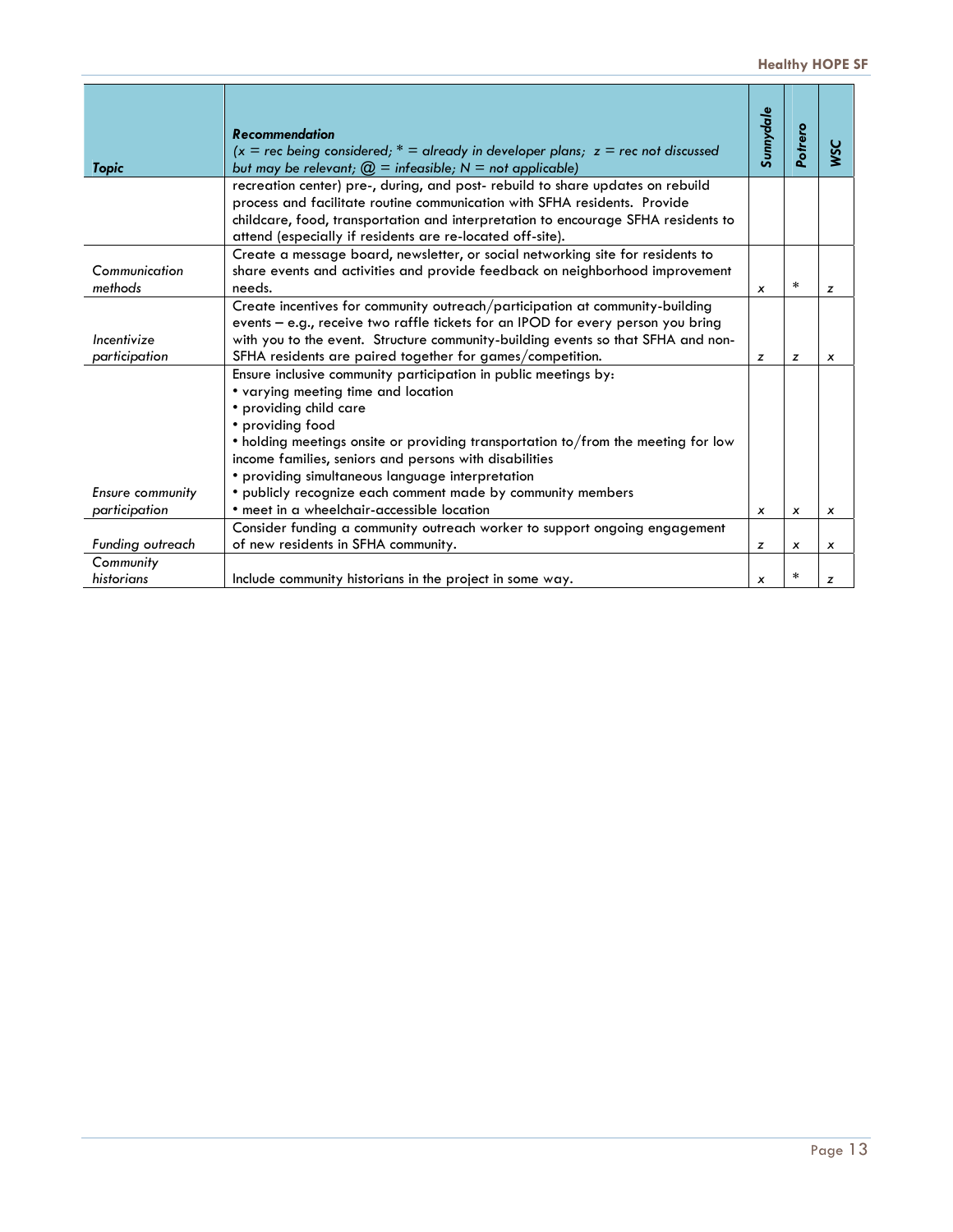| Topic | Recommendation<br>(x = rec being considered; * = already in developer plans; z = rec not discussed but may be relevant; @ = infeasible; N = not applicable) | Sunnydale | Potrero | WSC |
|---|---|---|---|---|
| | recreation center) pre-, during, and post- rebuild to share updates on rebuild process and facilitate routine communication with SFHA residents. Provide childcare, food, transportation and interpretation to encourage SFHA residents to attend (especially if residents are re-located off-site). | | | |
| *Communication methods* | Create a message board, newsletter, or social networking site for residents to share events and activities and provide feedback on neighborhood improvement needs. | x | * | z |
| *Incentivize participation* | Create incentives for community outreach/participation at community-building events – e.g., receive two raffle tickets for an IPOD for every person you bring with you to the event. Structure community-building events so that SFHA and non-SFHA residents are paired together for games/competition. | z | z | x |
| *Ensure community participation* | Ensure inclusive community participation in public meetings by:<br>• varying meeting time and location<br>• providing child care<br>• providing food<br>• holding meetings onsite or providing transportation to/from the meeting for low income families, seniors and persons with disabilities<br>• providing simultaneous language interpretation<br>• publicly recognize each comment made by community members<br>• meet in a wheelchair-accessible location | x | x | x |
| *Funding outreach* | Consider funding a community outreach worker to support ongoing engagement of new residents in SFHA community. | z | x | x |
| *Community historians* | Include community historians in the project in some way. | x | * | z |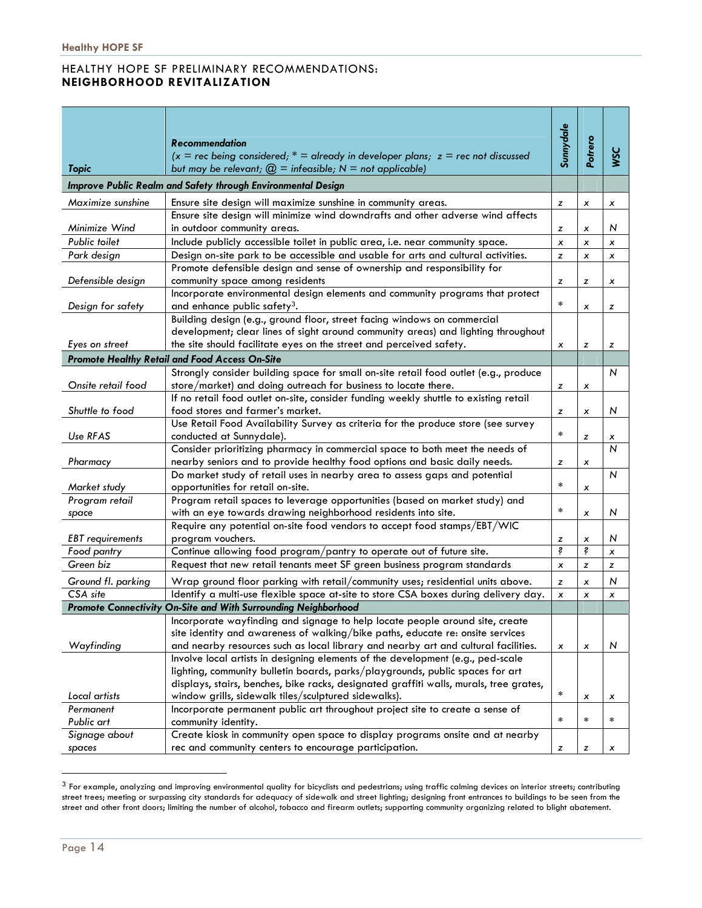## HEALTHY HOPE SF PRELIMINARY RECOMMENDATIONS:
## NEIGHBORHOOD REVITALIZATION

| *Topic* | ***Recommendation*** *(x = rec being considered; * = already in developer plans; z = rec not discussed but may be relevant; @ = infeasible; N = not applicable)* | *Sunnydale* | *Potrero* | *WSC* |
|---|---|---|---|---|
| ***Improve Public Realm and Safety through Environmental Design*** | | | | |
| *Maximize sunshine* | Ensure site design will maximize sunshine in community areas. | z | x | x |
| *Minimize Wind* | Ensure site design will minimize wind downdrafts and other adverse wind affects in outdoor community areas. | z | x | N |
| *Public toilet* | Include publicly accessible toilet in public area, i.e. near community space. | x | x | x |
| *Park design* | Design on-site park to be accessible and usable for arts and cultural activities. | z | x | x |
| *Defensible design* | Promote defensible design and sense of ownership and responsibility for community space among residents | z | z | x |
| *Design for safety* | Incorporate environmental design elements and community programs that protect and enhance public safety[3]. | * | x | z |
| *Eyes on street* | Building design (e.g., ground floor, street facing windows on commercial development; clear lines of sight around community areas) and lighting throughout the site should facilitate eyes on the street and perceived safety. | x | z | z |
| ***Promote Healthy Retail and Food Access On-Site*** | | | | |
| *Onsite retail food* | Strongly consider building space for small on-site retail food outlet (e.g., produce store/market) and doing outreach for business to locate there. | z | x | N |
| *Shuttle to food* | If no retail food outlet on-site, consider funding weekly shuttle to existing retail food stores and farmer's market. | z | x | N |
| *Use RFAS* | Use Retail Food Availability Survey as criteria for the produce store (see survey conducted at Sunnydale). | * | z | x |
| *Pharmacy* | Consider prioritizing pharmacy in commercial space to both meet the needs of nearby seniors and to provide healthy food options and basic daily needs. | z | x | N |
| *Market study* | Do market study of retail uses in nearby area to assess gaps and potential opportunities for retail on-site. | * | x | N |
| *Program retail space* | Program retail spaces to leverage opportunities (based on market study) and with an eye towards drawing neighborhood residents into site. | * | x | N |
| *EBT requirements* | Require any potential on-site food vendors to accept food stamps/EBT/WIC program vouchers. | z | x | N |
| *Food pantry* | Continue allowing food program/pantry to operate out of future site. | ? | ? | x |
| *Green biz* | Request that new retail tenants meet SF green business program standards | x | z | z |
| *Ground fl. parking* | Wrap ground floor parking with retail/community uses; residential units above. | z | x | N |
| *CSA site* | Identify a multi-use flexible space at-site to store CSA boxes during delivery day. | x | x | x |
| ***Promote Connectivity On-Site and With Surrounding Neighborhood*** | | | | |
| *Wayfinding* | Incorporate wayfinding and signage to help locate people around site, create site identity and awareness of walking/bike paths, educate re: onsite services and nearby resources such as local library and nearby art and cultural facilities. | x | x | N |
| *Local artists* | Involve local artists in designing elements of the development (e.g., ped-scale lighting, community bulletin boards, parks/playgrounds, public spaces for art displays, stairs, benches, bike racks, designated graffiti walls, murals, tree grates, window grills, sidewalk tiles/sculptured sidewalks). | * | x | x |
| *Permanent Public art* | Incorporate permanent public art throughout project site to create a sense of community identity. | * | * | * |
| *Signage about spaces* | Create kiosk in community open space to display programs onsite and at nearby rec and community centers to encourage participation. | z | z | x |

[3] For example, analyzing and improving environmental quality for bicyclists and pedestrians; using traffic calming devices on interior streets; contributing street trees; meeting or surpassing city standards for adequacy of sidewalk and street lighting; designing front entrances to buildings to be seen from the street and other front doors; limiting the number of alcohol, tobacco and firearm outlets; supporting community organizing related to blight abatement.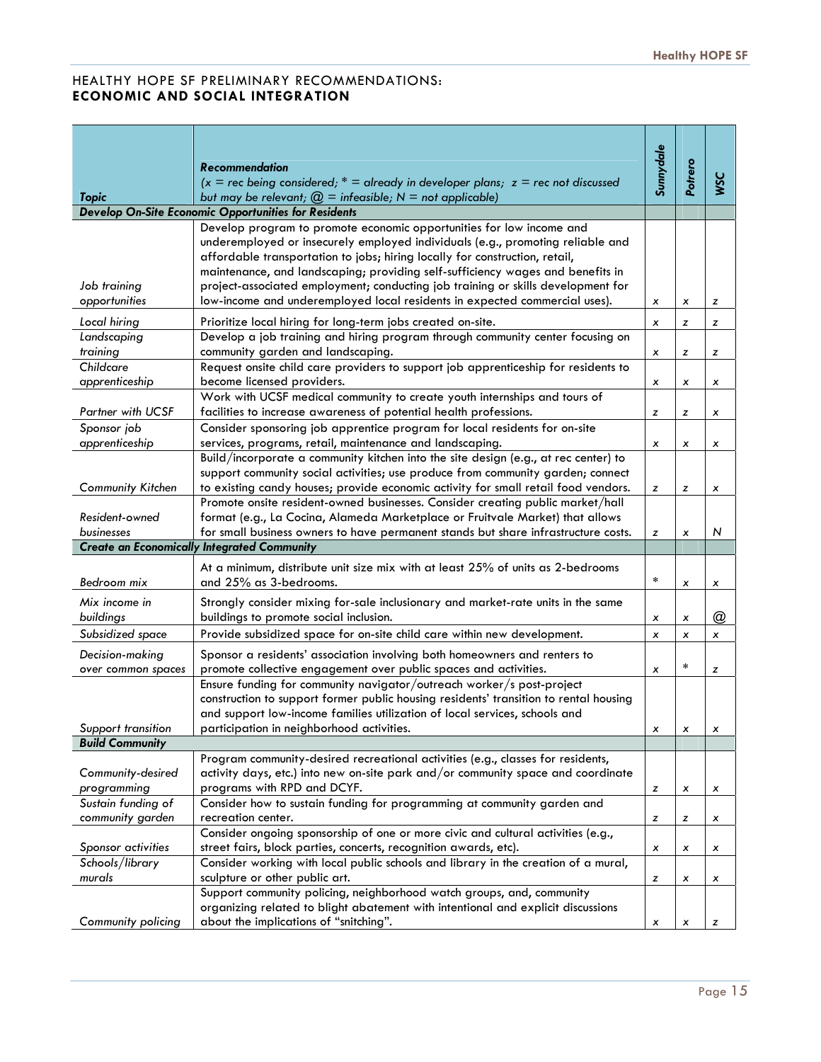## HEALTHY HOPE SF PRELIMINARY RECOMMENDATIONS: **ECONOMIC AND SOCIAL INTEGRATION**

| *Topic* | ***Recommendation*** *(x = rec being considered; * = already in developer plans; z = rec not discussed but may be relevant; @ = infeasible; N = not applicable)* | *Sunnydale* | *Potrero* | *WSC* |
|---|---|---|---|---|
| ***Develop On-Site Economic Opportunities for Residents*** | | | | |
| *Job training opportunities* | Develop program to promote economic opportunities for low income and underemployed or insecurely employed individuals (e.g., promoting reliable and affordable transportation to jobs; hiring locally for construction, retail, maintenance, and landscaping; providing self-sufficiency wages and benefits in project-associated employment; conducting job training or skills development for low-income and underemployed local residents in expected commercial uses). | x | x | z |
| *Local hiring* | Prioritize local hiring for long-term jobs created on-site. | x | z | z |
| *Landscaping training* | Develop a job training and hiring program through community center focusing on community garden and landscaping. | x | z | z |
| *Childcare apprenticeship* | Request onsite child care providers to support job apprenticeship for residents to become licensed providers. | x | x | x |
| *Partner with UCSF* | Work with UCSF medical community to create youth internships and tours of facilities to increase awareness of potential health professions. | z | z | x |
| *Sponsor job apprenticeship* | Consider sponsoring job apprentice program for local residents for on-site services, programs, retail, maintenance and landscaping. | x | x | x |
| *Community Kitchen* | Build/incorporate a community kitchen into the site design (e.g., at rec center) to support community social activities; use produce from community garden; connect to existing candy houses; provide economic activity for small retail food vendors. | z | z | x |
| *Resident-owned businesses* | Promote onsite resident-owned businesses. Consider creating public market/hall format (e.g., La Cocina, Alameda Marketplace or Fruitvale Market) that allows for small business owners to have permanent stands but share infrastructure costs. | z | x | N |
| ***Create an Economically Integrated Community*** | | | | |
| *Bedroom mix* | At a minimum, distribute unit size mix with at least 25% of units as 2-bedrooms and 25% as 3-bedrooms. | * | x | x |
| *Mix income in buildings* | Strongly consider mixing for-sale inclusionary and market-rate units in the same buildings to promote social inclusion. | x | x | @ |
| *Subsidized space* | Provide subsidized space for on-site child care within new development. | x | x | x |
| *Decision-making over common spaces* | Sponsor a residents' association involving both homeowners and renters to promote collective engagement over public spaces and activities. | x | * | z |
| *Support transition* | Ensure funding for community navigator/outreach worker/s post-project construction to support former public housing residents' transition to rental housing and support low-income families utilization of local services, schools and participation in neighborhood activities. | x | x | x |
| ***Build Community*** | | | | |
| *Community-desired programming* | Program community-desired recreational activities (e.g., classes for residents, activity days, etc.) into new on-site park and/or community space and coordinate programs with RPD and DCYF. | z | x | x |
| *Sustain funding of community garden* | Consider how to sustain funding for programming at community garden and recreation center. | z | z | x |
| *Sponsor activities* | Consider ongoing sponsorship of one or more civic and cultural activities (e.g., street fairs, block parties, concerts, recognition awards, etc). | x | x | x |
| *Schools/library murals* | Consider working with local public schools and library in the creation of a mural, sculpture or other public art. | z | x | x |
| *Community policing* | Support community policing, neighborhood watch groups, and, community organizing related to blight abatement with intentional and explicit discussions about the implications of "snitching". | x | x | z |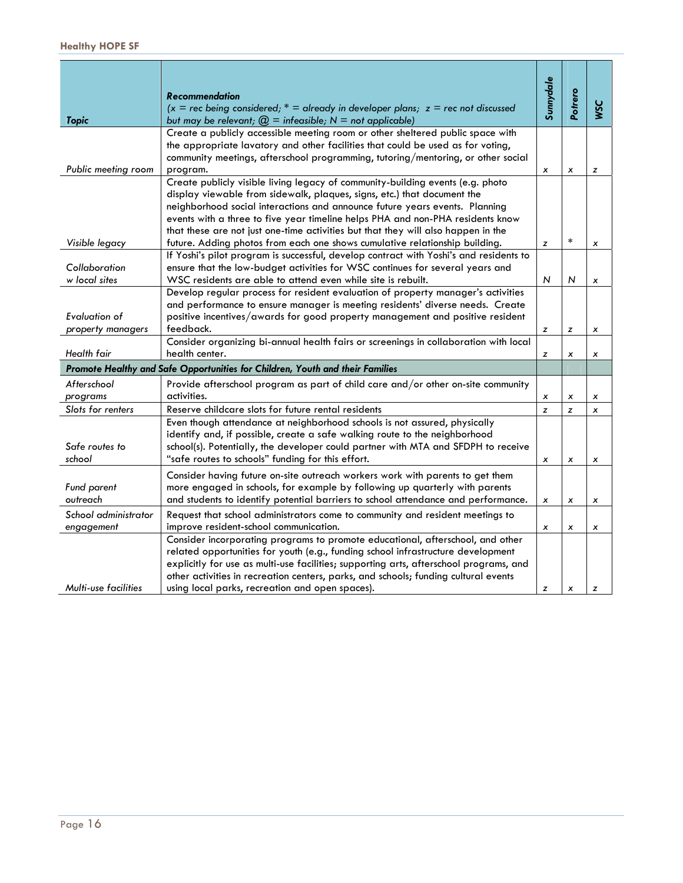| Topic | Recommendation<br>(x = rec being considered; * = already in developer plans; z = rec not discussed but may be relevant; @ = infeasible; N = not applicable) | Sunnydale | Potrero | WSC |
|---|---|---|---|---|
| *Public meeting room* | Create a publicly accessible meeting room or other sheltered public space with the appropriate lavatory and other facilities that could be used as for voting, community meetings, afterschool programming, tutoring/mentoring, or other social program. | x | x | z |
| *Visible legacy* | Create publicly visible living legacy of community-building events (e.g. photo display viewable from sidewalk, plaques, signs, etc.) that document the neighborhood social interactions and announce future years events. Planning events with a three to five year timeline helps PHA and non-PHA residents know that these are not just one-time activities but that they will also happen in the future. Adding photos from each one shows cumulative relationship building. | z | * | x |
| *Collaboration w local sites* | If Yoshi's pilot program is successful, develop contract with Yoshi's and residents to ensure that the low-budget activities for WSC continues for several years and WSC residents are able to attend even while site is rebuilt. | N | N | x |
| *Evaluation of property managers* | Develop regular process for resident evaluation of property manager's activities and performance to ensure manager is meeting residents' diverse needs. Create positive incentives/awards for good property management and positive resident feedback. | z | z | x |
| *Health fair* | Consider organizing bi-annual health fairs or screenings in collaboration with local health center. | z | x | x |
| ***Promote Healthy and Safe Opportunities for Children, Youth and their Families*** | | | | |
| *Afterschool programs* | Provide afterschool program as part of child care and/or other on-site community activities. | x | x | x |
| *Slots for renters* | Reserve childcare slots for future rental residents | z | z | x |
| *Safe routes to school* | Even though attendance at neighborhood schools is not assured, physically identify and, if possible, create a safe walking route to the neighborhood school(s). Potentially, the developer could partner with MTA and SFDPH to receive "safe routes to schools" funding for this effort. | x | x | x |
| *Fund parent outreach* | Consider having future on-site outreach workers work with parents to get them more engaged in schools, for example by following up quarterly with parents and students to identify potential barriers to school attendance and performance. | x | x | x |
| *School administrator engagement* | Request that school administrators come to community and resident meetings to improve resident-school communication. | x | x | x |
| *Multi-use facilities* | Consider incorporating programs to promote educational, afterschool, and other related opportunities for youth (e.g., funding school infrastructure development explicitly for use as multi-use facilities; supporting arts, afterschool programs, and other activities in recreation centers, parks, and schools; funding cultural events using local parks, recreation and open spaces). | z | x | z |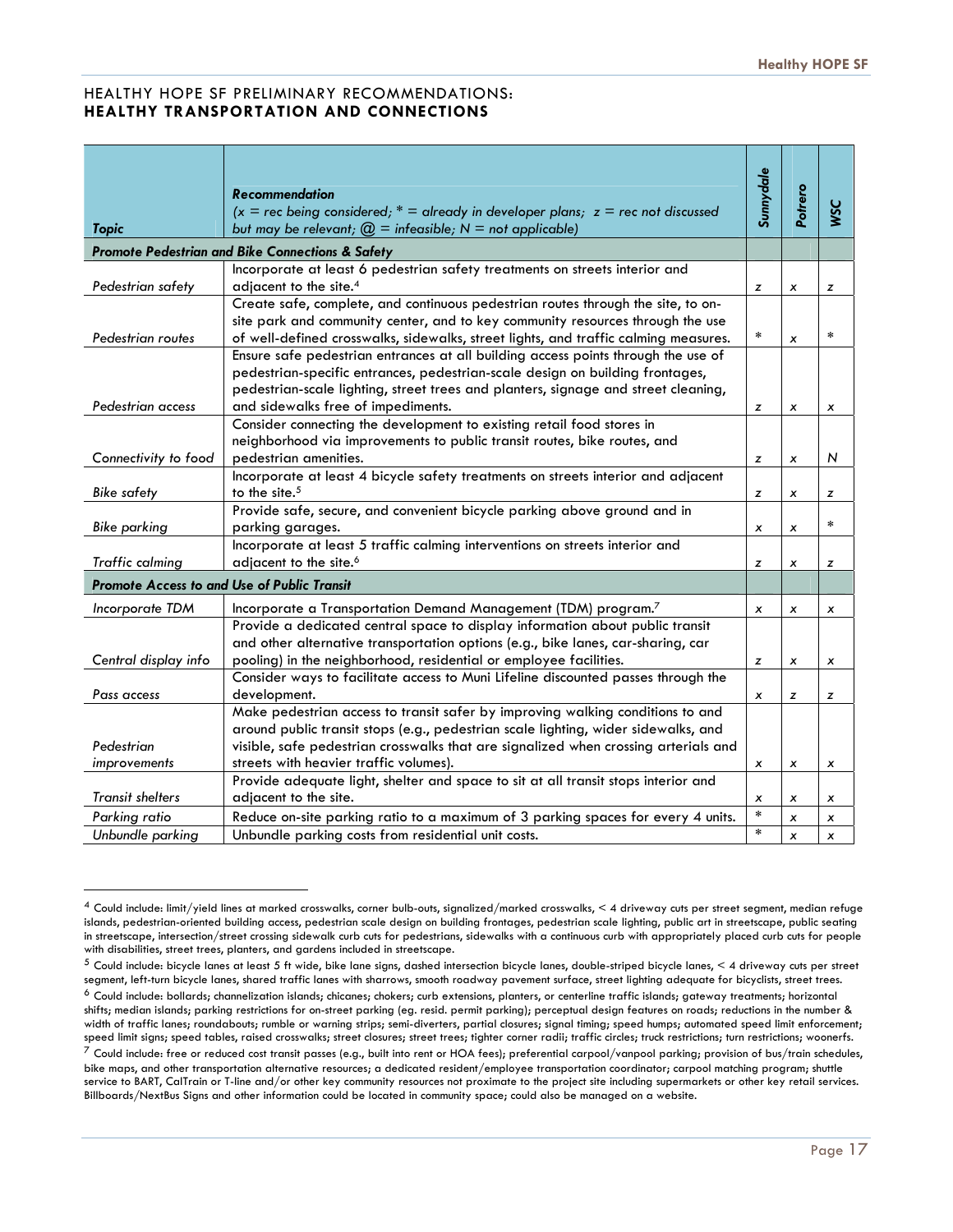HEALTHY HOPE SF PRELIMINARY RECOMMENDATIONS:
## HEALTHY TRANSPORTATION AND CONNECTIONS

| *Topic* | *Recommendation* (x = rec being considered; * = already in developer plans; z = rec not discussed but may be relevant; @ = infeasible; N = not applicable) | *Sunnydale* | *Potrero* | *WSC* |
|---|---|---|---|---|
| ***Promote Pedestrian and Bike Connections & Safety*** | | | | |
| *Pedestrian safety* | Incorporate at least 6 pedestrian safety treatments on streets interior and adjacent to the site.[4] | z | x | z |
| *Pedestrian routes* | Create safe, complete, and continuous pedestrian routes through the site, to on-site park and community center, and to key community resources through the use of well-defined crosswalks, sidewalks, street lights, and traffic calming measures. | * | x | * |
| *Pedestrian access* | Ensure safe pedestrian entrances at all building access points through the use of pedestrian-specific entrances, pedestrian-scale design on building frontages, pedestrian-scale lighting, street trees and planters, signage and street cleaning, and sidewalks free of impediments. | z | x | x |
| *Connectivity to food* | Consider connecting the development to existing retail food stores in neighborhood via improvements to public transit routes, bike routes, and pedestrian amenities. | z | x | N |
| *Bike safety* | Incorporate at least 4 bicycle safety treatments on streets interior and adjacent to the site.[5] | z | x | z |
| *Bike parking* | Provide safe, secure, and convenient bicycle parking above ground and in parking garages. | x | x | * |
| *Traffic calming* | Incorporate at least 5 traffic calming interventions on streets interior and adjacent to the site.[6] | z | x | z |
| ***Promote Access to and Use of Public Transit*** | | | | |
| *Incorporate TDM* | Incorporate a Transportation Demand Management (TDM) program.[7] | x | x | x |
| *Central display info* | Provide a dedicated central space to display information about public transit and other alternative transportation options (e.g., bike lanes, car-sharing, car pooling) in the neighborhood, residential or employee facilities. | z | x | x |
| *Pass access* | Consider ways to facilitate access to Muni Lifeline discounted passes through the development. | x | z | z |
| *Pedestrian improvements* | Make pedestrian access to transit safer by improving walking conditions to and around public transit stops (e.g., pedestrian scale lighting, wider sidewalks, and visible, safe pedestrian crosswalks that are signalized when crossing arterials and streets with heavier traffic volumes). | x | x | x |
| *Transit shelters* | Provide adequate light, shelter and space to sit at all transit stops interior and adjacent to the site. | x | x | x |
| *Parking ratio* | Reduce on-site parking ratio to a maximum of 3 parking spaces for every 4 units. | * | x | x |
| *Unbundle parking* | Unbundle parking costs from residential unit costs. | * | x | x |

---

[4] Could include: limit/yield lines at marked crosswalks, corner bulb-outs, signalized/marked crosswalks, < 4 driveway cuts per street segment, median refuge islands, pedestrian-oriented building access, pedestrian scale design on building frontages, pedestrian scale lighting, public art in streetscape, public seating in streetscape, intersection/street crossing sidewalk curb cuts for pedestrians, sidewalks with a continuous curb with appropriately placed curb cuts for people with disabilities, street trees, planters, and gardens included in streetscape.

[5] Could include: bicycle lanes at least 5 ft wide, bike lane signs, dashed intersection bicycle lanes, double-striped bicycle lanes, < 4 driveway cuts per street segment, left-turn bicycle lanes, shared traffic lanes with sharrows, smooth roadway pavement surface, street lighting adequate for bicyclists, street trees.

[6] Could include: bollards; channelization islands; chicanes; chokers; curb extensions, planters, or centerline traffic islands; gateway treatments; horizontal shifts; median islands; parking restrictions for on-street parking (eg. resid. permit parking); perceptual design features on roads; reductions in the number & width of traffic lanes; roundabouts; rumble or warning strips; semi-diverters, partial closures; signal timing; speed humps; automated speed limit enforcement; speed limit signs; speed tables, raised crosswalks; street closures; street trees; tighter corner radii; traffic circles; truck restrictions; turn restrictions; woonerfs.

[7] Could include: free or reduced cost transit passes (e.g., built into rent or HOA fees); preferential carpool/vanpool parking; provision of bus/train schedules, bike maps, and other transportation alternative resources; a dedicated resident/employee transportation coordinator; carpool matching program; shuttle service to BART, CalTrain or T-line and/or other key community resources not proximate to the project site including supermarkets or other key retail services. Billboards/NextBus Signs and other information could be located in community space; could also be managed on a website.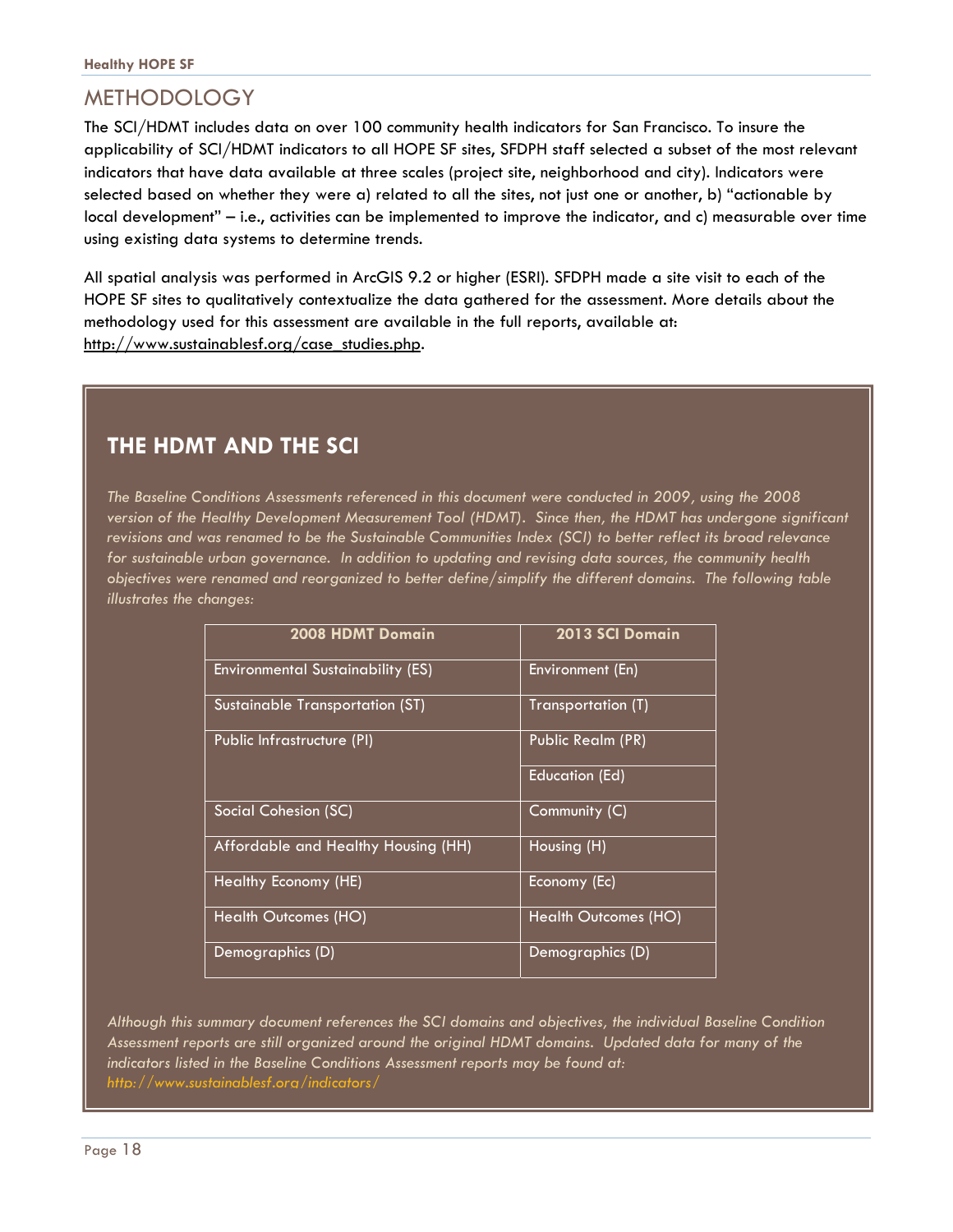# METHODOLOGY

The SCI/HDMT includes data on over 100 community health indicators for San Francisco. To insure the applicability of SCI/HDMT indicators to all HOPE SF sites, SFDPH staff selected a subset of the most relevant indicators that have data available at three scales (project site, neighborhood and city). Indicators were selected based on whether they were a) related to all the sites, not just one or another, b) "actionable by local development" – i.e., activities can be implemented to improve the indicator, and c) measurable over time using existing data systems to determine trends.

All spatial analysis was performed in ArcGIS 9.2 or higher (ESRI). SFDPH made a site visit to each of the HOPE SF sites to qualitatively contextualize the data gathered for the assessment. More details about the methodology used for this assessment are available in the full reports, available at: http://www.sustainablesf.org/case_studies.php.

## THE HDMT AND THE SCI

*The Baseline Conditions Assessments referenced in this document were conducted in 2009, using the 2008 version of the Healthy Development Measurement Tool (HDMT). Since then, the HDMT has undergone significant revisions and was renamed to be the Sustainable Communities Index (SCI) to better reflect its broad relevance for sustainable urban governance. In addition to updating and revising data sources, the community health objectives were renamed and reorganized to better define/simplify the different domains. The following table illustrates the changes:*

| 2008 HDMT Domain | 2013 SCI Domain |
|---|---|
| Environmental Sustainability (ES) | Environment (En) |
| Sustainable Transportation (ST) | Transportation (T) |
| Public Infrastructure (PI) | Public Realm (PR) |
| | Education (Ed) |
| Social Cohesion (SC) | Community (C) |
| Affordable and Healthy Housing (HH) | Housing (H) |
| Healthy Economy (HE) | Economy (Ec) |
| Health Outcomes (HO) | Health Outcomes (HO) |
| Demographics (D) | Demographics (D) |

*Although this summary document references the SCI domains and objectives, the individual Baseline Condition Assessment reports are still organized around the original HDMT domains. Updated data for many of the indicators listed in the Baseline Conditions Assessment reports may be found at: http://www.sustainablesf.org/indicators/*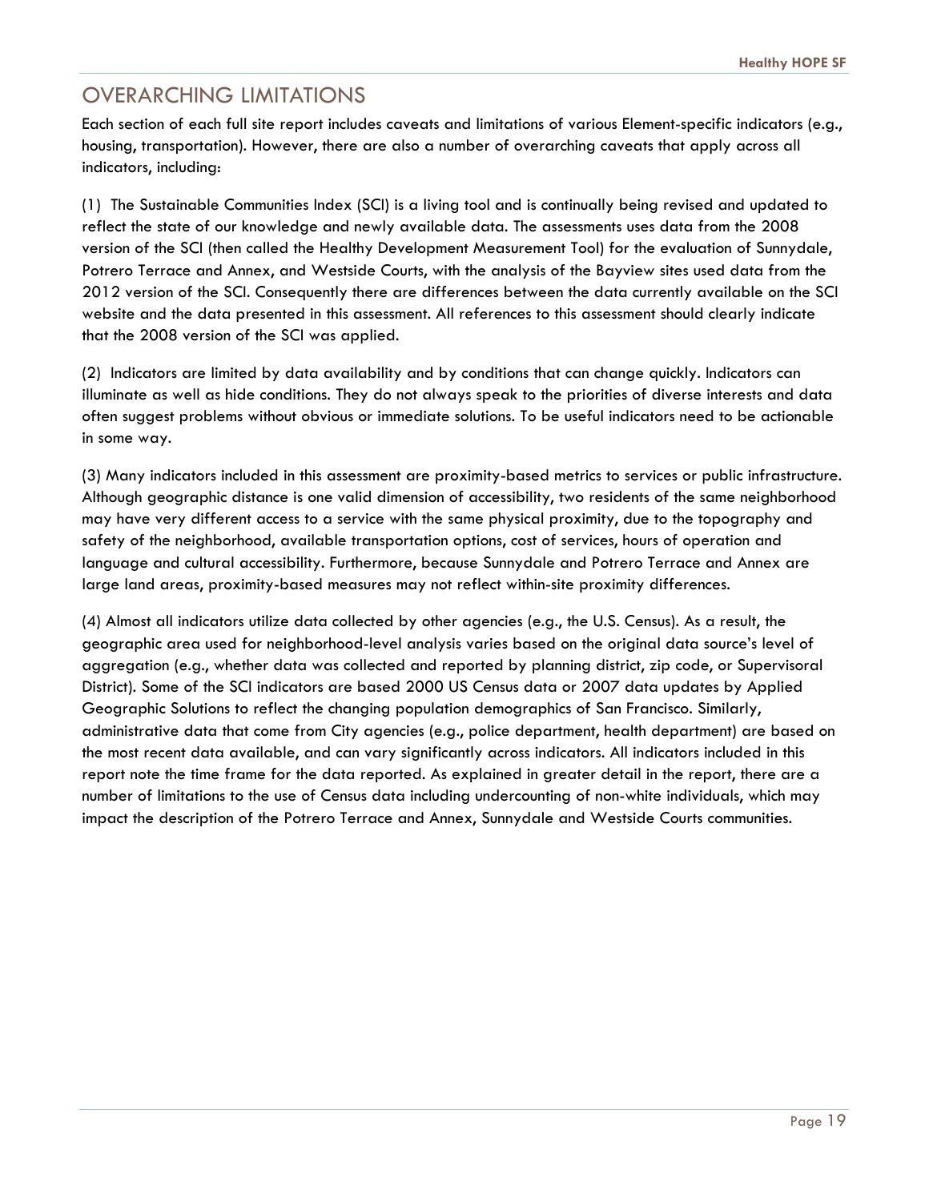## OVERARCHING LIMITATIONS

Each section of each full site report includes caveats and limitations of various Element-specific indicators (e.g., housing, transportation). However, there are also a number of overarching caveats that apply across all indicators, including:

(1) The Sustainable Communities Index (SCI) is a living tool and is continually being revised and updated to reflect the state of our knowledge and newly available data. The assessments uses data from the 2008 version of the SCI (then called the Healthy Development Measurement Tool) for the evaluation of Sunnydale, Potrero Terrace and Annex, and Westside Courts, with the analysis of the Bayview sites used data from the 2012 version of the SCI. Consequently there are differences between the data currently available on the SCI website and the data presented in this assessment. All references to this assessment should clearly indicate that the 2008 version of the SCI was applied.

(2) Indicators are limited by data availability and by conditions that can change quickly. Indicators can illuminate as well as hide conditions. They do not always speak to the priorities of diverse interests and data often suggest problems without obvious or immediate solutions. To be useful indicators need to be actionable in some way.

(3) Many indicators included in this assessment are proximity-based metrics to services or public infrastructure. Although geographic distance is one valid dimension of accessibility, two residents of the same neighborhood may have very different access to a service with the same physical proximity, due to the topography and safety of the neighborhood, available transportation options, cost of services, hours of operation and language and cultural accessibility. Furthermore, because Sunnydale and Potrero Terrace and Annex are large land areas, proximity-based measures may not reflect within-site proximity differences.

(4) Almost all indicators utilize data collected by other agencies (e.g., the U.S. Census). As a result, the geographic area used for neighborhood-level analysis varies based on the original data source's level of aggregation (e.g., whether data was collected and reported by planning district, zip code, or Supervisoral District). Some of the SCI indicators are based 2000 US Census data or 2007 data updates by Applied Geographic Solutions to reflect the changing population demographics of San Francisco. Similarly, administrative data that come from City agencies (e.g., police department, health department) are based on the most recent data available, and can vary significantly across indicators. All indicators included in this report note the time frame for the data reported. As explained in greater detail in the report, there are a number of limitations to the use of Census data including undercounting of non-white individuals, which may impact the description of the Potrero Terrace and Annex, Sunnydale and Westside Courts communities.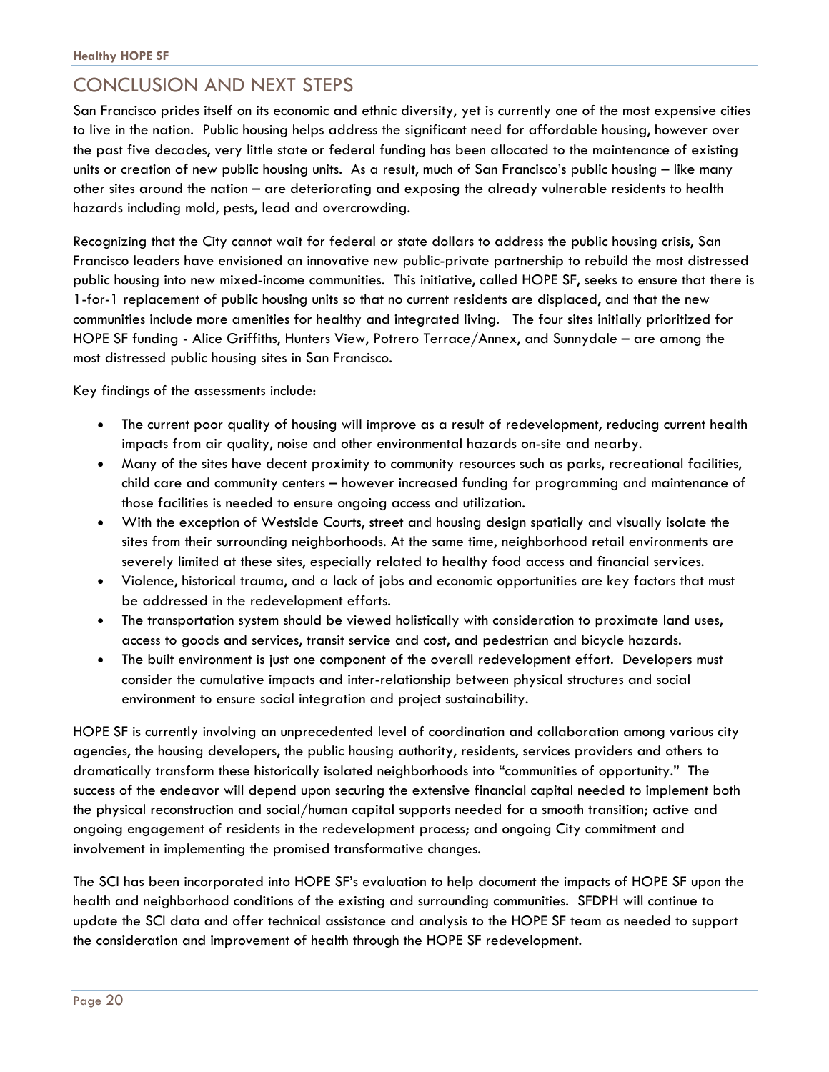## CONCLUSION AND NEXT STEPS

San Francisco prides itself on its economic and ethnic diversity, yet is currently one of the most expensive cities to live in the nation. Public housing helps address the significant need for affordable housing, however over the past five decades, very little state or federal funding has been allocated to the maintenance of existing units or creation of new public housing units. As a result, much of San Francisco's public housing – like many other sites around the nation – are deteriorating and exposing the already vulnerable residents to health hazards including mold, pests, lead and overcrowding.

Recognizing that the City cannot wait for federal or state dollars to address the public housing crisis, San Francisco leaders have envisioned an innovative new public-private partnership to rebuild the most distressed public housing into new mixed-income communities. This initiative, called HOPE SF, seeks to ensure that there is 1-for-1 replacement of public housing units so that no current residents are displaced, and that the new communities include more amenities for healthy and integrated living. The four sites initially prioritized for HOPE SF funding - Alice Griffiths, Hunters View, Potrero Terrace/Annex, and Sunnydale – are among the most distressed public housing sites in San Francisco.

Key findings of the assessments include:

- The current poor quality of housing will improve as a result of redevelopment, reducing current health impacts from air quality, noise and other environmental hazards on-site and nearby.
- Many of the sites have decent proximity to community resources such as parks, recreational facilities, child care and community centers – however increased funding for programming and maintenance of those facilities is needed to ensure ongoing access and utilization.
- With the exception of Westside Courts, street and housing design spatially and visually isolate the sites from their surrounding neighborhoods. At the same time, neighborhood retail environments are severely limited at these sites, especially related to healthy food access and financial services.
- Violence, historical trauma, and a lack of jobs and economic opportunities are key factors that must be addressed in the redevelopment efforts.
- The transportation system should be viewed holistically with consideration to proximate land uses, access to goods and services, transit service and cost, and pedestrian and bicycle hazards.
- The built environment is just one component of the overall redevelopment effort. Developers must consider the cumulative impacts and inter-relationship between physical structures and social environment to ensure social integration and project sustainability.

HOPE SF is currently involving an unprecedented level of coordination and collaboration among various city agencies, the housing developers, the public housing authority, residents, services providers and others to dramatically transform these historically isolated neighborhoods into "communities of opportunity." The success of the endeavor will depend upon securing the extensive financial capital needed to implement both the physical reconstruction and social/human capital supports needed for a smooth transition; active and ongoing engagement of residents in the redevelopment process; and ongoing City commitment and involvement in implementing the promised transformative changes.

The SCI has been incorporated into HOPE SF's evaluation to help document the impacts of HOPE SF upon the health and neighborhood conditions of the existing and surrounding communities. SFDPH will continue to update the SCI data and offer technical assistance and analysis to the HOPE SF team as needed to support the consideration and improvement of health through the HOPE SF redevelopment.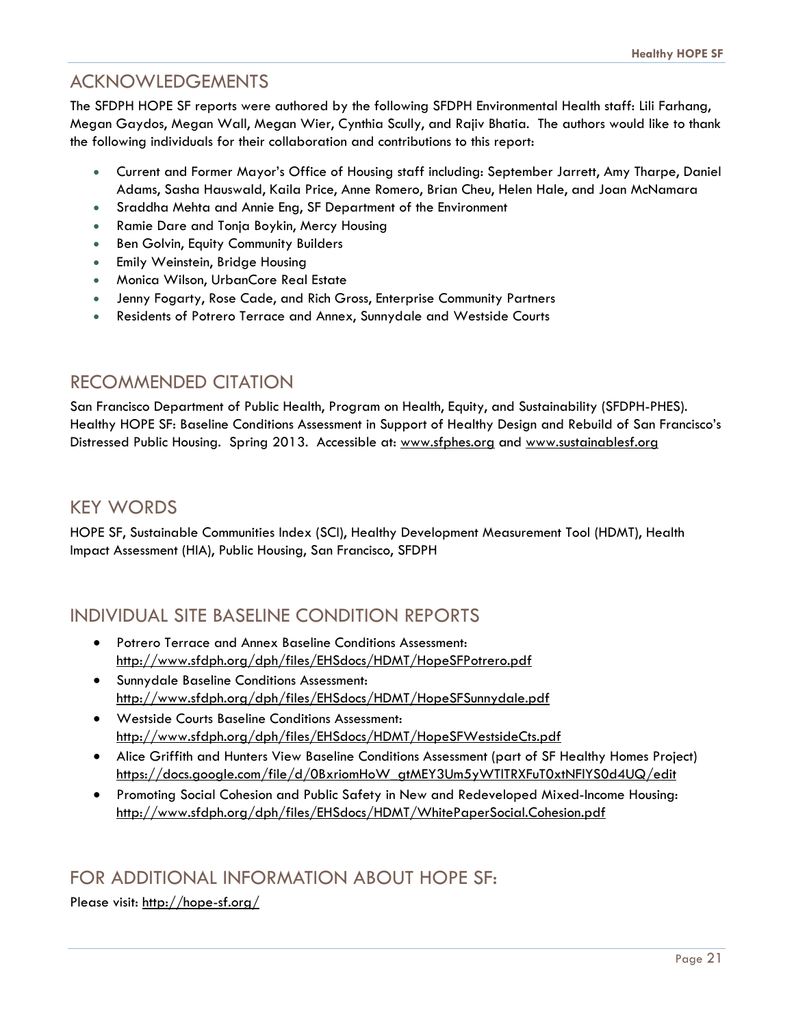## ACKNOWLEDGEMENTS

The SFDPH HOPE SF reports were authored by the following SFDPH Environmental Health staff: Lili Farhang, Megan Gaydos, Megan Wall, Megan Wier, Cynthia Scully, and Rajiv Bhatia. The authors would like to thank the following individuals for their collaboration and contributions to this report:

- Current and Former Mayor's Office of Housing staff including: September Jarrett, Amy Tharpe, Daniel Adams, Sasha Hauswald, Kaila Price, Anne Romero, Brian Cheu, Helen Hale, and Joan McNamara
- Sraddha Mehta and Annie Eng, SF Department of the Environment
- Ramie Dare and Tonja Boykin, Mercy Housing
- Ben Golvin, Equity Community Builders
- Emily Weinstein, Bridge Housing
- Monica Wilson, UrbanCore Real Estate
- Jenny Fogarty, Rose Cade, and Rich Gross, Enterprise Community Partners
- Residents of Potrero Terrace and Annex, Sunnydale and Westside Courts

## RECOMMENDED CITATION

San Francisco Department of Public Health, Program on Health, Equity, and Sustainability (SFDPH-PHES). Healthy HOPE SF: Baseline Conditions Assessment in Support of Healthy Design and Rebuild of San Francisco's Distressed Public Housing. Spring 2013. Accessible at: www.sfphes.org and www.sustainablesf.org

## KEY WORDS

HOPE SF, Sustainable Communities Index (SCI), Healthy Development Measurement Tool (HDMT), Health Impact Assessment (HIA), Public Housing, San Francisco, SFDPH

## INDIVIDUAL SITE BASELINE CONDITION REPORTS

- Potrero Terrace and Annex Baseline Conditions Assessment: http://www.sfdph.org/dph/files/EHSdocs/HDMT/HopeSFPotrero.pdf
- Sunnydale Baseline Conditions Assessment: http://www.sfdph.org/dph/files/EHSdocs/HDMT/HopeSFSunnydale.pdf
- Westside Courts Baseline Conditions Assessment: http://www.sfdph.org/dph/files/EHSdocs/HDMT/HopeSFWestsideCts.pdf
- Alice Griffith and Hunters View Baseline Conditions Assessment (part of SF Healthy Homes Project) https://docs.google.com/file/d/0BxriomHoW_gtMEY3Um5yWTlTRXFuT0xtNFlYS0d4UQ/edit
- Promoting Social Cohesion and Public Safety in New and Redeveloped Mixed-Income Housing: http://www.sfdph.org/dph/files/EHSdocs/HDMT/WhitePaperSocial.Cohesion.pdf

## FOR ADDITIONAL INFORMATION ABOUT HOPE SF:

Please visit: http://hope-sf.org/